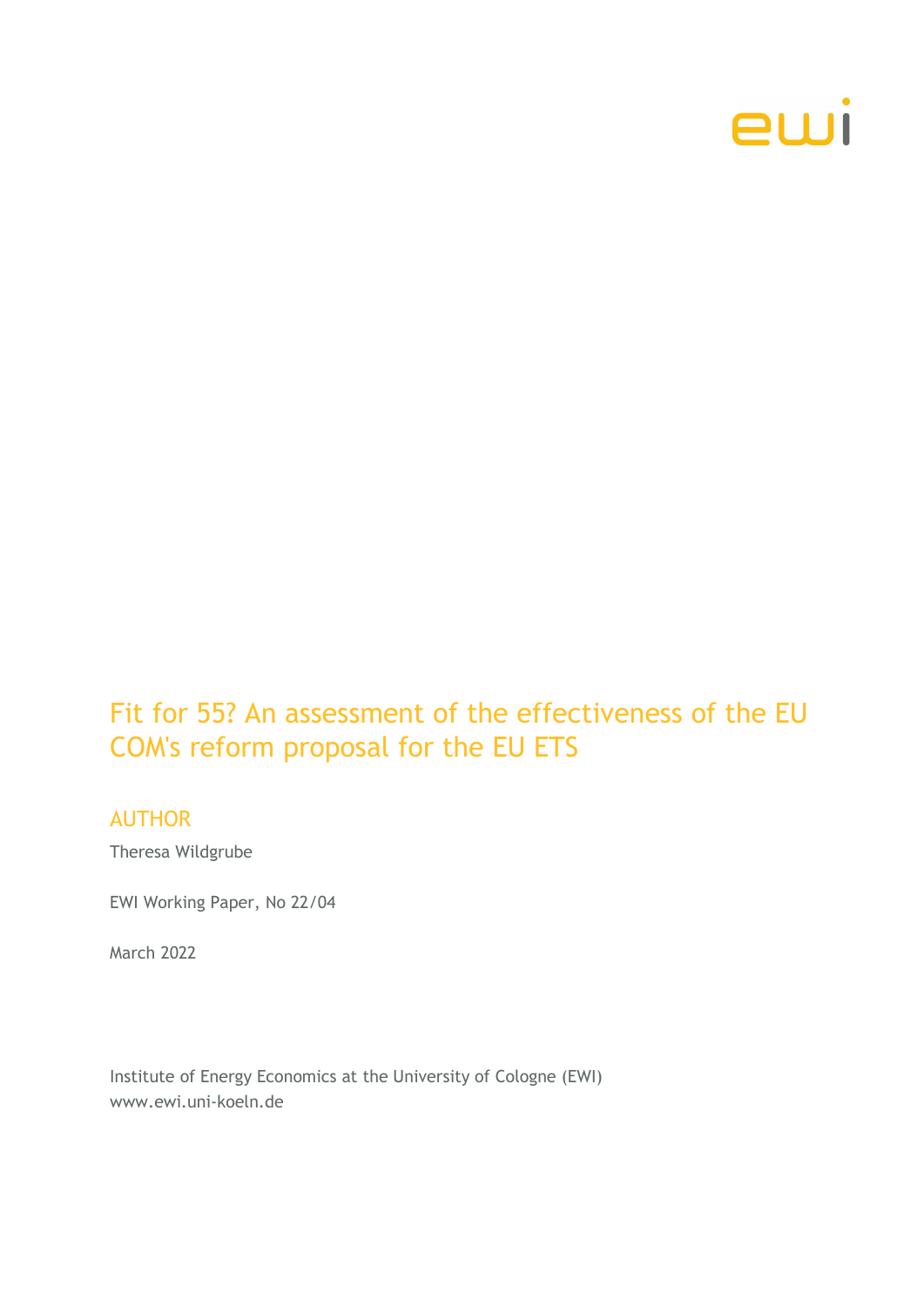# Fit for 55? An assessment of the effectiveness of the EU COM's reform proposal for the EU ETS

## AUTHOR

Theresa Wildgrube

EWI Working Paper, No 22/04

March 2022

Institute of Energy Economics at the University of Cologne (EWI)
www.ewi.uni-koeln.de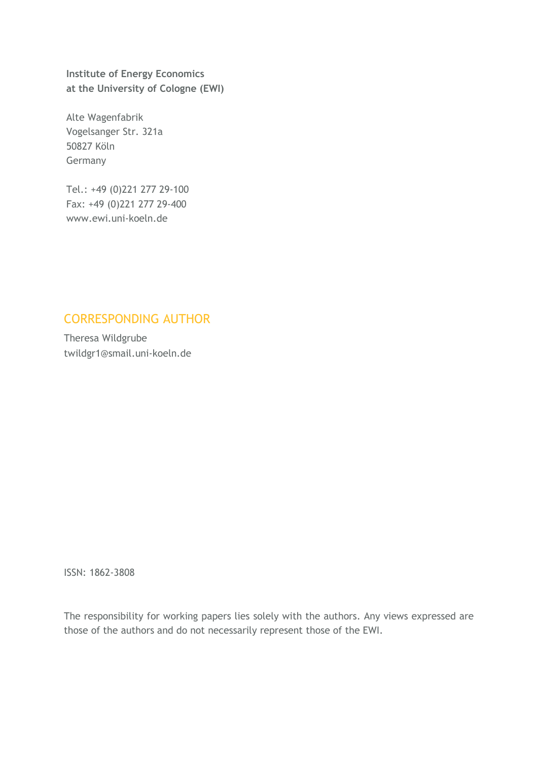**Institute of Energy Economics**
**at the University of Cologne (EWI)**

Alte Wagenfabrik
Vogelsanger Str. 321a
50827 Köln
Germany

Tel.: +49 (0)221 277 29-100
Fax: +49 (0)221 277 29-400
www.ewi.uni-koeln.de

## CORRESPONDING AUTHOR

Theresa Wildgrube
twildgr1@smail.uni-koeln.de

ISSN: 1862-3808

The responsibility for working papers lies solely with the authors. Any views expressed are those of the authors and do not necessarily represent those of the EWI.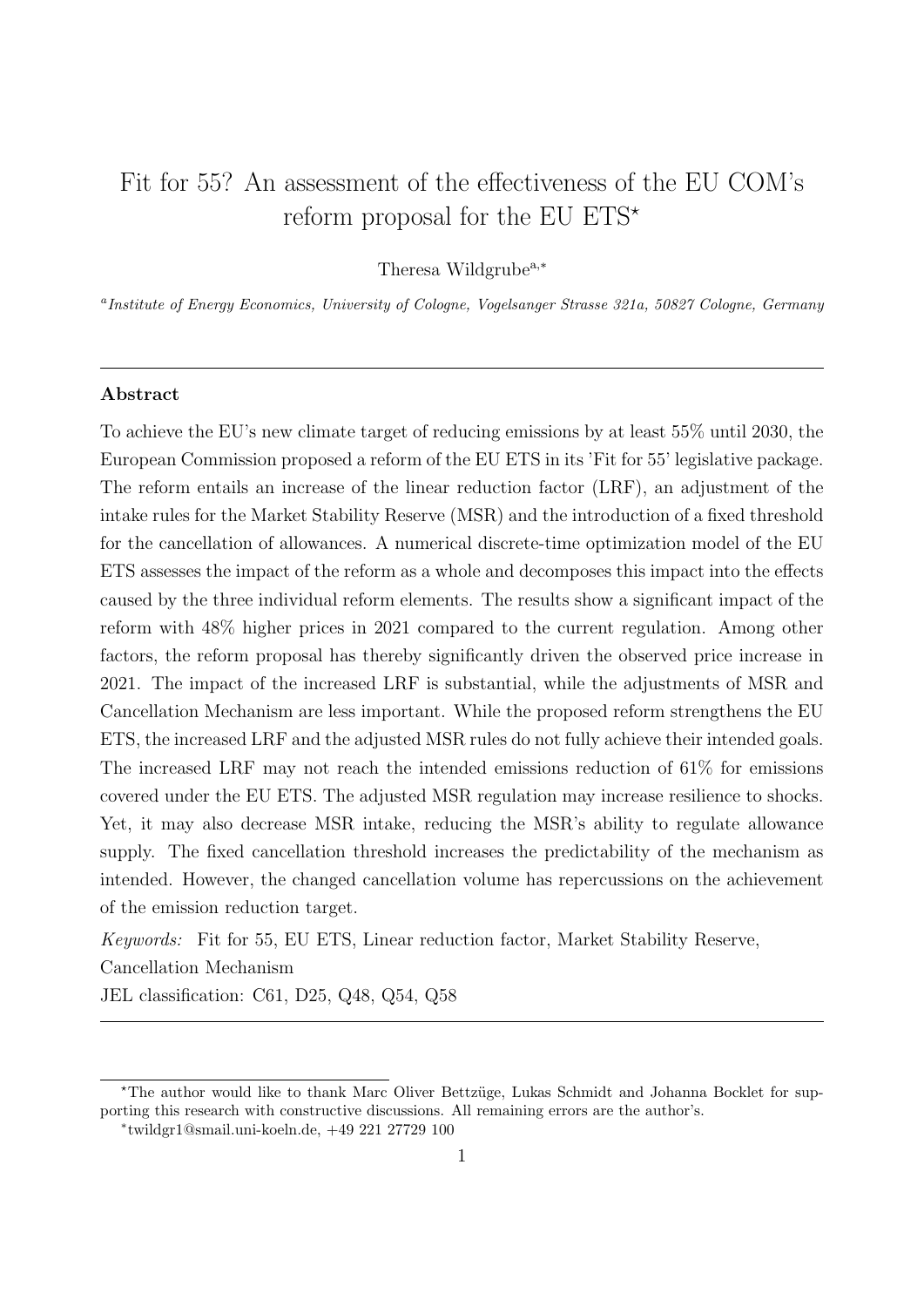# Fit for 55? An assessment of the effectiveness of the EU COM's reform proposal for the EU ETS[⋆]

Theresa Wildgrube[a,∗]

[a] *Institute of Energy Economics, University of Cologne, Vogelsanger Strasse 321a, 50827 Cologne, Germany*

---

### Abstract

To achieve the EU's new climate target of reducing emissions by at least 55% until 2030, the European Commission proposed a reform of the EU ETS in its 'Fit for 55' legislative package. The reform entails an increase of the linear reduction factor (LRF), an adjustment of the intake rules for the Market Stability Reserve (MSR) and the introduction of a fixed threshold for the cancellation of allowances. A numerical discrete-time optimization model of the EU ETS assesses the impact of the reform as a whole and decomposes this impact into the effects caused by the three individual reform elements. The results show a significant impact of the reform with 48% higher prices in 2021 compared to the current regulation. Among other factors, the reform proposal has thereby significantly driven the observed price increase in 2021. The impact of the increased LRF is substantial, while the adjustments of MSR and Cancellation Mechanism are less important. While the proposed reform strengthens the EU ETS, the increased LRF and the adjusted MSR rules do not fully achieve their intended goals. The increased LRF may not reach the intended emissions reduction of 61% for emissions covered under the EU ETS. The adjusted MSR regulation may increase resilience to shocks. Yet, it may also decrease MSR intake, reducing the MSR's ability to regulate allowance supply. The fixed cancellation threshold increases the predictability of the mechanism as intended. However, the changed cancellation volume has repercussions on the achievement of the emission reduction target.

*Keywords:* Fit for 55, EU ETS, Linear reduction factor, Market Stability Reserve, Cancellation Mechanism

JEL classification: C61, D25, Q48, Q54, Q58

---

[⋆] The author would like to thank Marc Oliver Bettzüge, Lukas Schmidt and Johanna Bocklet for supporting this research with constructive discussions. All remaining errors are the author's.

[∗] twildgr1@smail.uni-koeln.de, +49 221 27729 100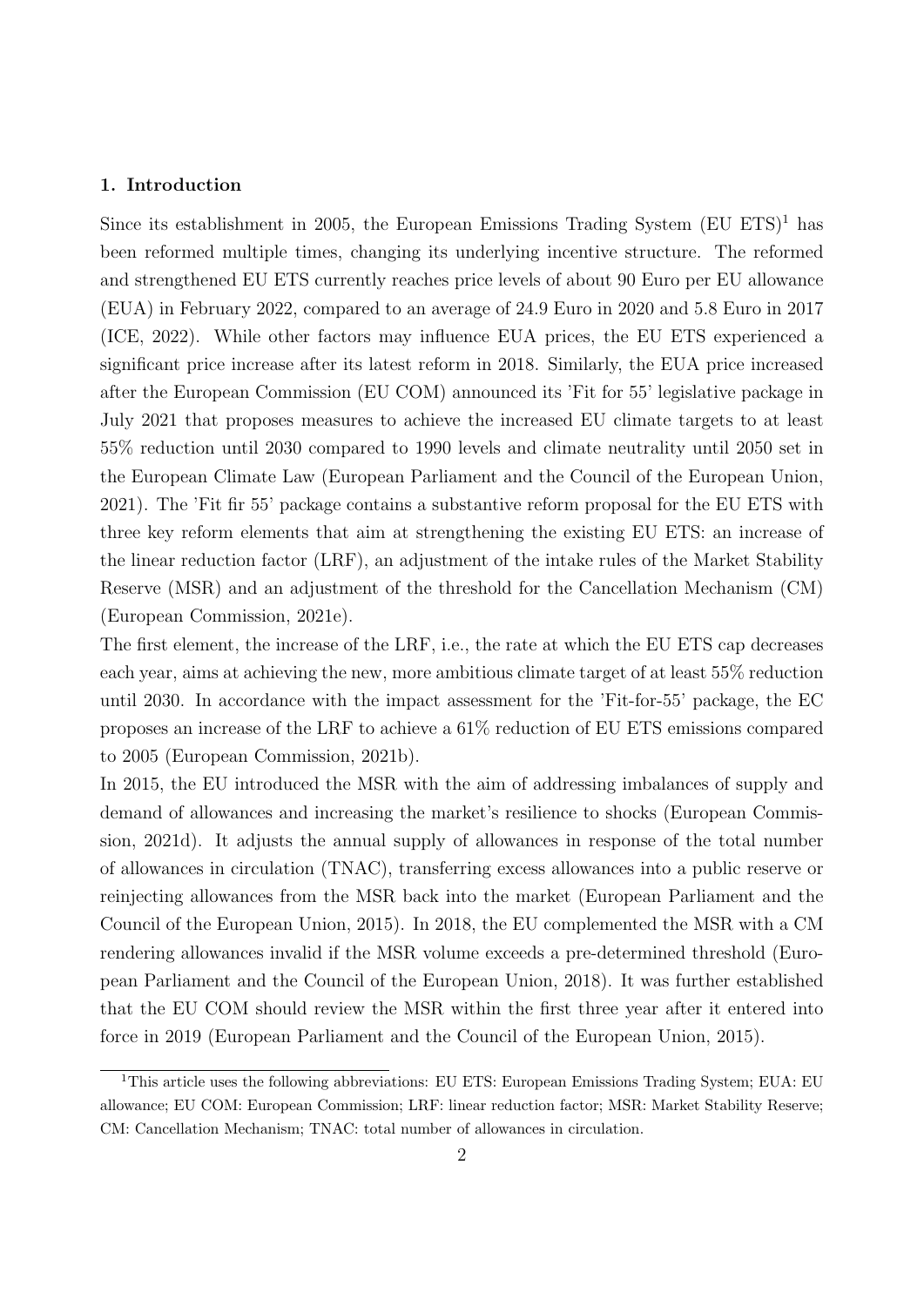## 1. Introduction

Since its establishment in 2005, the European Emissions Trading System (EU ETS)[1] has been reformed multiple times, changing its underlying incentive structure. The reformed and strengthened EU ETS currently reaches price levels of about 90 Euro per EU allowance (EUA) in February 2022, compared to an average of 24.9 Euro in 2020 and 5.8 Euro in 2017 (ICE, 2022). While other factors may influence EUA prices, the EU ETS experienced a significant price increase after its latest reform in 2018. Similarly, the EUA price increased after the European Commission (EU COM) announced its 'Fit for 55' legislative package in July 2021 that proposes measures to achieve the increased EU climate targets to at least 55% reduction until 2030 compared to 1990 levels and climate neutrality until 2050 set in the European Climate Law (European Parliament and the Council of the European Union, 2021). The 'Fit fir 55' package contains a substantive reform proposal for the EU ETS with three key reform elements that aim at strengthening the existing EU ETS: an increase of the linear reduction factor (LRF), an adjustment of the intake rules of the Market Stability Reserve (MSR) and an adjustment of the threshold for the Cancellation Mechanism (CM) (European Commission, 2021e).

The first element, the increase of the LRF, i.e., the rate at which the EU ETS cap decreases each year, aims at achieving the new, more ambitious climate target of at least 55% reduction until 2030. In accordance with the impact assessment for the 'Fit-for-55' package, the EC proposes an increase of the LRF to achieve a 61% reduction of EU ETS emissions compared to 2005 (European Commission, 2021b).

In 2015, the EU introduced the MSR with the aim of addressing imbalances of supply and demand of allowances and increasing the market's resilience to shocks (European Commission, 2021d). It adjusts the annual supply of allowances in response of the total number of allowances in circulation (TNAC), transferring excess allowances into a public reserve or reinjecting allowances from the MSR back into the market (European Parliament and the Council of the European Union, 2015). In 2018, the EU complemented the MSR with a CM rendering allowances invalid if the MSR volume exceeds a pre-determined threshold (European Parliament and the Council of the European Union, 2018). It was further established that the EU COM should review the MSR within the first three year after it entered into force in 2019 (European Parliament and the Council of the European Union, 2015).

[1] This article uses the following abbreviations: EU ETS: European Emissions Trading System; EUA: EU allowance; EU COM: European Commission; LRF: linear reduction factor; MSR: Market Stability Reserve; CM: Cancellation Mechanism; TNAC: total number of allowances in circulation.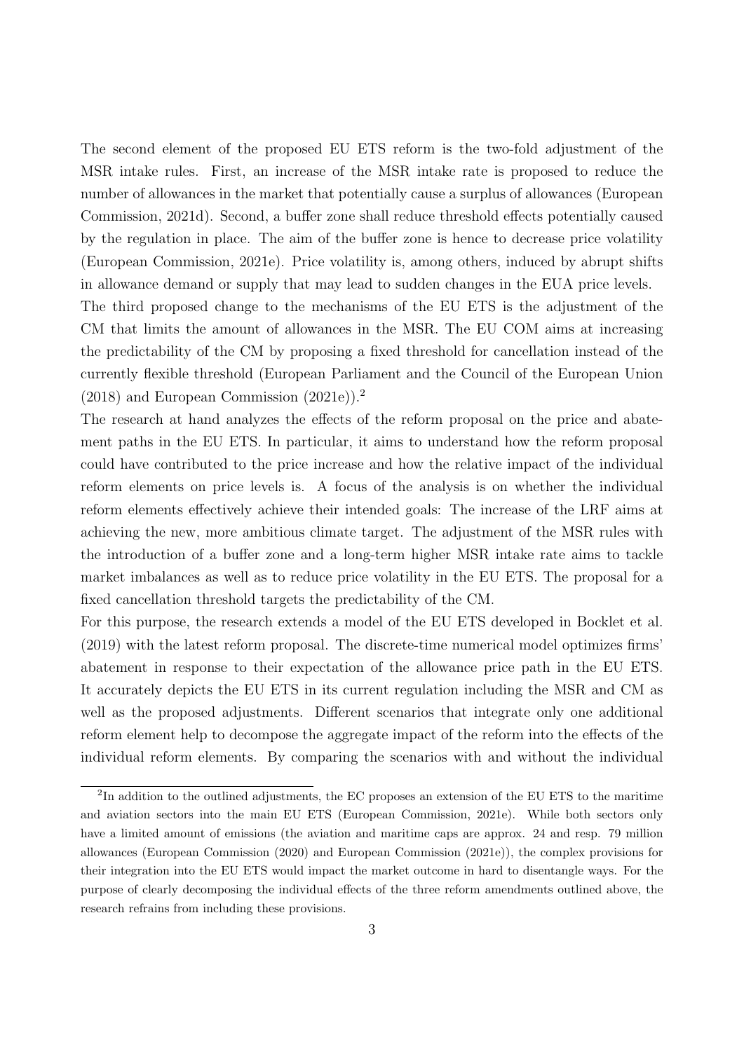The second element of the proposed EU ETS reform is the two-fold adjustment of the MSR intake rules. First, an increase of the MSR intake rate is proposed to reduce the number of allowances in the market that potentially cause a surplus of allowances (European Commission, 2021d). Second, a buffer zone shall reduce threshold effects potentially caused by the regulation in place. The aim of the buffer zone is hence to decrease price volatility (European Commission, 2021e). Price volatility is, among others, induced by abrupt shifts in allowance demand or supply that may lead to sudden changes in the EUA price levels.

The third proposed change to the mechanisms of the EU ETS is the adjustment of the CM that limits the amount of allowances in the MSR. The EU COM aims at increasing the predictability of the CM by proposing a fixed threshold for cancellation instead of the currently flexible threshold (European Parliament and the Council of the European Union (2018) and European Commission (2021e)).[2]

The research at hand analyzes the effects of the reform proposal on the price and abatement paths in the EU ETS. In particular, it aims to understand how the reform proposal could have contributed to the price increase and how the relative impact of the individual reform elements on price levels is. A focus of the analysis is on whether the individual reform elements effectively achieve their intended goals: The increase of the LRF aims at achieving the new, more ambitious climate target. The adjustment of the MSR rules with the introduction of a buffer zone and a long-term higher MSR intake rate aims to tackle market imbalances as well as to reduce price volatility in the EU ETS. The proposal for a fixed cancellation threshold targets the predictability of the CM.

For this purpose, the research extends a model of the EU ETS developed in Bocklet et al. (2019) with the latest reform proposal. The discrete-time numerical model optimizes firms' abatement in response to their expectation of the allowance price path in the EU ETS. It accurately depicts the EU ETS in its current regulation including the MSR and CM as well as the proposed adjustments. Different scenarios that integrate only one additional reform element help to decompose the aggregate impact of the reform into the effects of the individual reform elements. By comparing the scenarios with and without the individual

[2] In addition to the outlined adjustments, the EC proposes an extension of the EU ETS to the maritime and aviation sectors into the main EU ETS (European Commission, 2021e). While both sectors only have a limited amount of emissions (the aviation and maritime caps are approx. 24 and resp. 79 million allowances (European Commission (2020) and European Commission (2021e)), the complex provisions for their integration into the EU ETS would impact the market outcome in hard to disentangle ways. For the purpose of clearly decomposing the individual effects of the three reform amendments outlined above, the research refrains from including these provisions.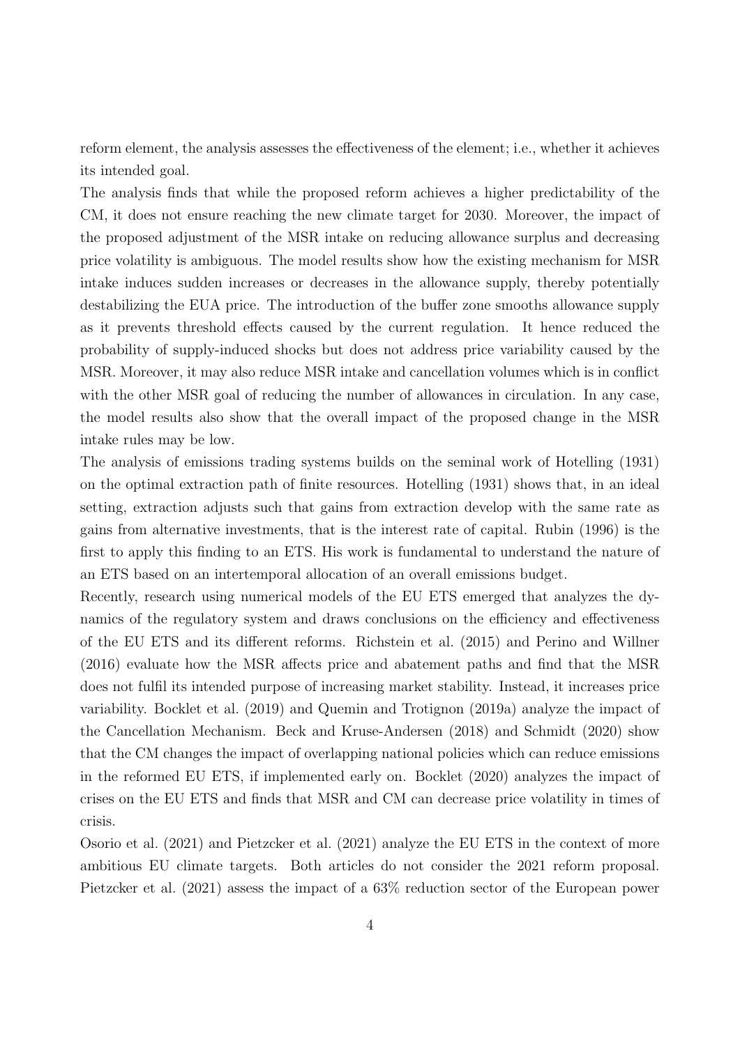reform element, the analysis assesses the effectiveness of the element; i.e., whether it achieves its intended goal.

The analysis finds that while the proposed reform achieves a higher predictability of the CM, it does not ensure reaching the new climate target for 2030. Moreover, the impact of the proposed adjustment of the MSR intake on reducing allowance surplus and decreasing price volatility is ambiguous. The model results show how the existing mechanism for MSR intake induces sudden increases or decreases in the allowance supply, thereby potentially destabilizing the EUA price. The introduction of the buffer zone smooths allowance supply as it prevents threshold effects caused by the current regulation. It hence reduced the probability of supply-induced shocks but does not address price variability caused by the MSR. Moreover, it may also reduce MSR intake and cancellation volumes which is in conflict with the other MSR goal of reducing the number of allowances in circulation. In any case, the model results also show that the overall impact of the proposed change in the MSR intake rules may be low.

The analysis of emissions trading systems builds on the seminal work of Hotelling (1931) on the optimal extraction path of finite resources. Hotelling (1931) shows that, in an ideal setting, extraction adjusts such that gains from extraction develop with the same rate as gains from alternative investments, that is the interest rate of capital. Rubin (1996) is the first to apply this finding to an ETS. His work is fundamental to understand the nature of an ETS based on an intertemporal allocation of an overall emissions budget.

Recently, research using numerical models of the EU ETS emerged that analyzes the dynamics of the regulatory system and draws conclusions on the efficiency and effectiveness of the EU ETS and its different reforms. Richstein et al. (2015) and Perino and Willner (2016) evaluate how the MSR affects price and abatement paths and find that the MSR does not fulfil its intended purpose of increasing market stability. Instead, it increases price variability. Bocklet et al. (2019) and Quemin and Trotignon (2019a) analyze the impact of the Cancellation Mechanism. Beck and Kruse-Andersen (2018) and Schmidt (2020) show that the CM changes the impact of overlapping national policies which can reduce emissions in the reformed EU ETS, if implemented early on. Bocklet (2020) analyzes the impact of crises on the EU ETS and finds that MSR and CM can decrease price volatility in times of crisis.

Osorio et al. (2021) and Pietzcker et al. (2021) analyze the EU ETS in the context of more ambitious EU climate targets. Both articles do not consider the 2021 reform proposal. Pietzcker et al. (2021) assess the impact of a 63% reduction sector of the European power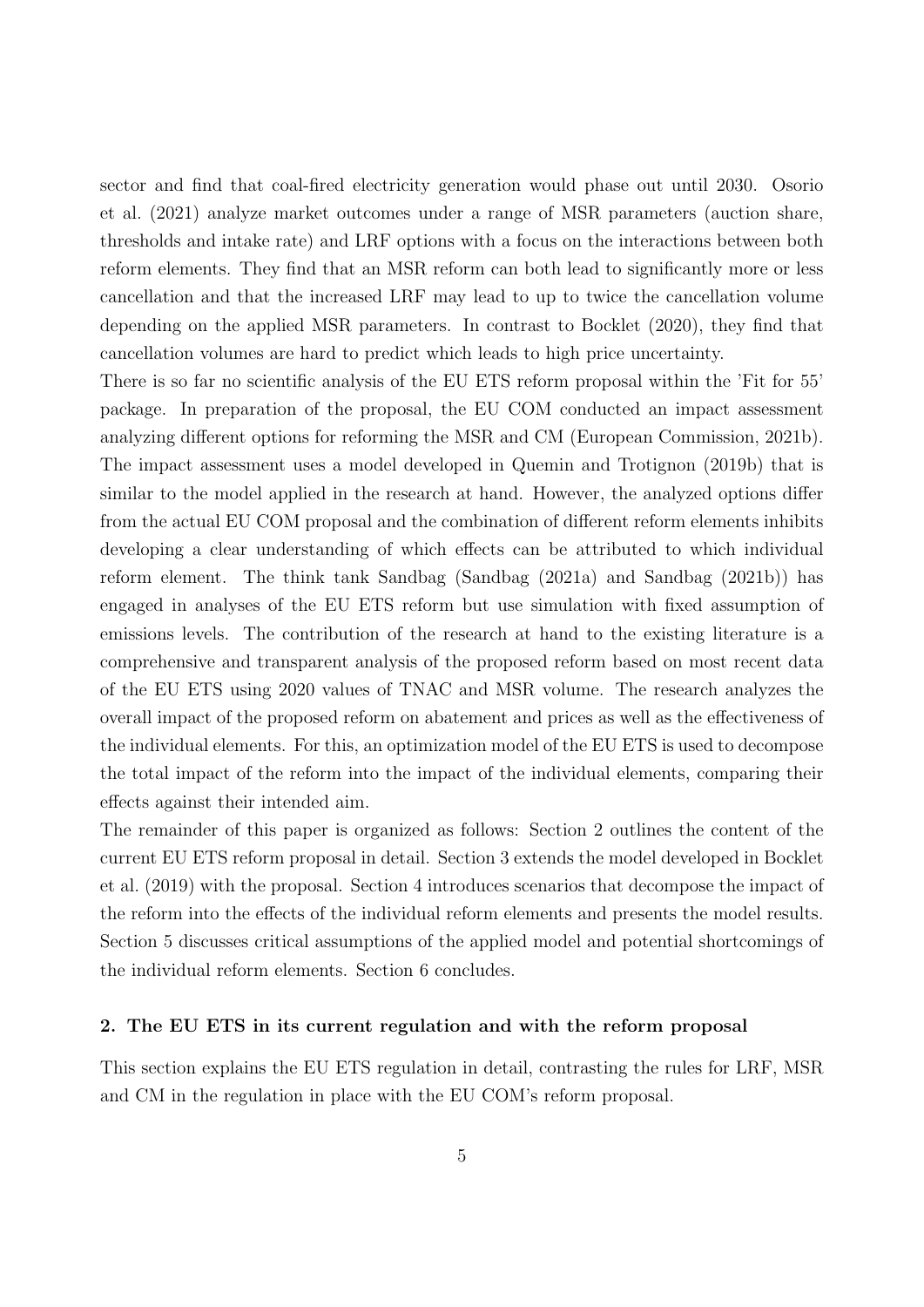sector and find that coal-fired electricity generation would phase out until 2030. Osorio et al. (2021) analyze market outcomes under a range of MSR parameters (auction share, thresholds and intake rate) and LRF options with a focus on the interactions between both reform elements. They find that an MSR reform can both lead to significantly more or less cancellation and that the increased LRF may lead to up to twice the cancellation volume depending on the applied MSR parameters. In contrast to Bocklet (2020), they find that cancellation volumes are hard to predict which leads to high price uncertainty.

There is so far no scientific analysis of the EU ETS reform proposal within the 'Fit for 55' package. In preparation of the proposal, the EU COM conducted an impact assessment analyzing different options for reforming the MSR and CM (European Commission, 2021b). The impact assessment uses a model developed in Quemin and Trotignon (2019b) that is similar to the model applied in the research at hand. However, the analyzed options differ from the actual EU COM proposal and the combination of different reform elements inhibits developing a clear understanding of which effects can be attributed to which individual reform element. The think tank Sandbag (Sandbag (2021a) and Sandbag (2021b)) has engaged in analyses of the EU ETS reform but use simulation with fixed assumption of emissions levels. The contribution of the research at hand to the existing literature is a comprehensive and transparent analysis of the proposed reform based on most recent data of the EU ETS using 2020 values of TNAC and MSR volume. The research analyzes the overall impact of the proposed reform on abatement and prices as well as the effectiveness of the individual elements. For this, an optimization model of the EU ETS is used to decompose the total impact of the reform into the impact of the individual elements, comparing their effects against their intended aim.

The remainder of this paper is organized as follows: Section 2 outlines the content of the current EU ETS reform proposal in detail. Section 3 extends the model developed in Bocklet et al. (2019) with the proposal. Section 4 introduces scenarios that decompose the impact of the reform into the effects of the individual reform elements and presents the model results. Section 5 discusses critical assumptions of the applied model and potential shortcomings of the individual reform elements. Section 6 concludes.

## 2. The EU ETS in its current regulation and with the reform proposal

This section explains the EU ETS regulation in detail, contrasting the rules for LRF, MSR and CM in the regulation in place with the EU COM's reform proposal.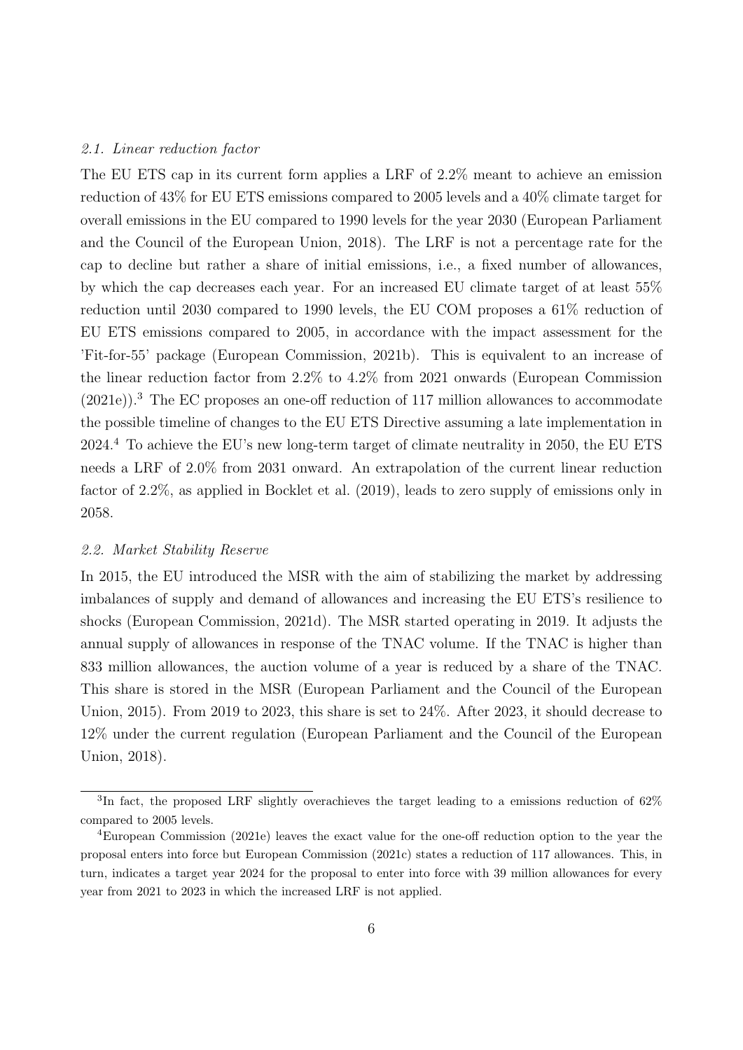### 2.1. Linear reduction factor

The EU ETS cap in its current form applies a LRF of 2.2% meant to achieve an emission reduction of 43% for EU ETS emissions compared to 2005 levels and a 40% climate target for overall emissions in the EU compared to 1990 levels for the year 2030 (European Parliament and the Council of the European Union, 2018). The LRF is not a percentage rate for the cap to decline but rather a share of initial emissions, i.e., a fixed number of allowances, by which the cap decreases each year. For an increased EU climate target of at least 55% reduction until 2030 compared to 1990 levels, the EU COM proposes a 61% reduction of EU ETS emissions compared to 2005, in accordance with the impact assessment for the 'Fit-for-55' package (European Commission, 2021b). This is equivalent to an increase of the linear reduction factor from 2.2% to 4.2% from 2021 onwards (European Commission (2021e)).[3] The EC proposes an one-off reduction of 117 million allowances to accommodate the possible timeline of changes to the EU ETS Directive assuming a late implementation in 2024.[4] To achieve the EU's new long-term target of climate neutrality in 2050, the EU ETS needs a LRF of 2.0% from 2031 onward. An extrapolation of the current linear reduction factor of 2.2%, as applied in Bocklet et al. (2019), leads to zero supply of emissions only in 2058.

### 2.2. Market Stability Reserve

In 2015, the EU introduced the MSR with the aim of stabilizing the market by addressing imbalances of supply and demand of allowances and increasing the EU ETS's resilience to shocks (European Commission, 2021d). The MSR started operating in 2019. It adjusts the annual supply of allowances in response of the TNAC volume. If the TNAC is higher than 833 million allowances, the auction volume of a year is reduced by a share of the TNAC. This share is stored in the MSR (European Parliament and the Council of the European Union, 2015). From 2019 to 2023, this share is set to 24%. After 2023, it should decrease to 12% under the current regulation (European Parliament and the Council of the European Union, 2018).

[3] In fact, the proposed LRF slightly overachieves the target leading to a emissions reduction of 62% compared to 2005 levels.

[4] European Commission (2021e) leaves the exact value for the one-off reduction option to the year the proposal enters into force but European Commission (2021c) states a reduction of 117 allowances. This, in turn, indicates a target year 2024 for the proposal to enter into force with 39 million allowances for every year from 2021 to 2023 in which the increased LRF is not applied.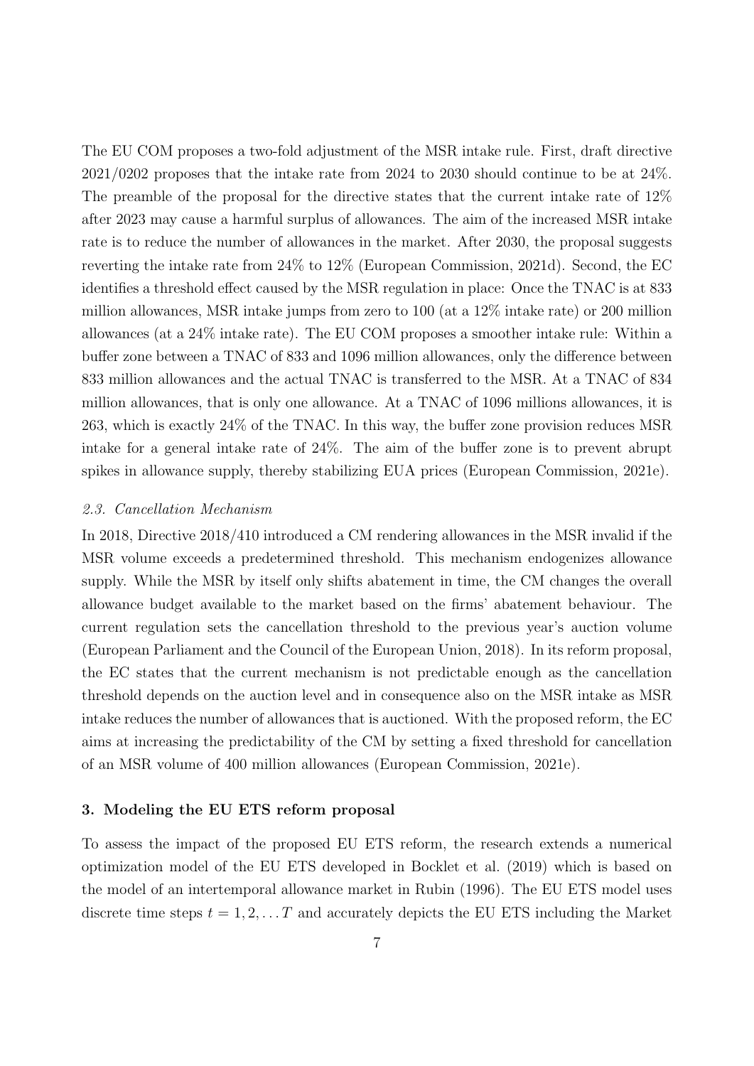The EU COM proposes a two-fold adjustment of the MSR intake rule. First, draft directive 2021/0202 proposes that the intake rate from 2024 to 2030 should continue to be at 24%. The preamble of the proposal for the directive states that the current intake rate of 12% after 2023 may cause a harmful surplus of allowances. The aim of the increased MSR intake rate is to reduce the number of allowances in the market. After 2030, the proposal suggests reverting the intake rate from 24% to 12% (European Commission, 2021d). Second, the EC identifies a threshold effect caused by the MSR regulation in place: Once the TNAC is at 833 million allowances, MSR intake jumps from zero to 100 (at a 12% intake rate) or 200 million allowances (at a 24% intake rate). The EU COM proposes a smoother intake rule: Within a buffer zone between a TNAC of 833 and 1096 million allowances, only the difference between 833 million allowances and the actual TNAC is transferred to the MSR. At a TNAC of 834 million allowances, that is only one allowance. At a TNAC of 1096 millions allowances, it is 263, which is exactly 24% of the TNAC. In this way, the buffer zone provision reduces MSR intake for a general intake rate of 24%. The aim of the buffer zone is to prevent abrupt spikes in allowance supply, thereby stabilizing EUA prices (European Commission, 2021e).

### *2.3. Cancellation Mechanism*

In 2018, Directive 2018/410 introduced a CM rendering allowances in the MSR invalid if the MSR volume exceeds a predetermined threshold. This mechanism endogenizes allowance supply. While the MSR by itself only shifts abatement in time, the CM changes the overall allowance budget available to the market based on the firms' abatement behaviour. The current regulation sets the cancellation threshold to the previous year's auction volume (European Parliament and the Council of the European Union, 2018). In its reform proposal, the EC states that the current mechanism is not predictable enough as the cancellation threshold depends on the auction level and in consequence also on the MSR intake as MSR intake reduces the number of allowances that is auctioned. With the proposed reform, the EC aims at increasing the predictability of the CM by setting a fixed threshold for cancellation of an MSR volume of 400 million allowances (European Commission, 2021e).

## 3. Modeling the EU ETS reform proposal

To assess the impact of the proposed EU ETS reform, the research extends a numerical optimization model of the EU ETS developed in Bocklet et al. (2019) which is based on the model of an intertemporal allowance market in Rubin (1996). The EU ETS model uses discrete time steps $t = 1, 2, \ldots T$ and accurately depicts the EU ETS including the Market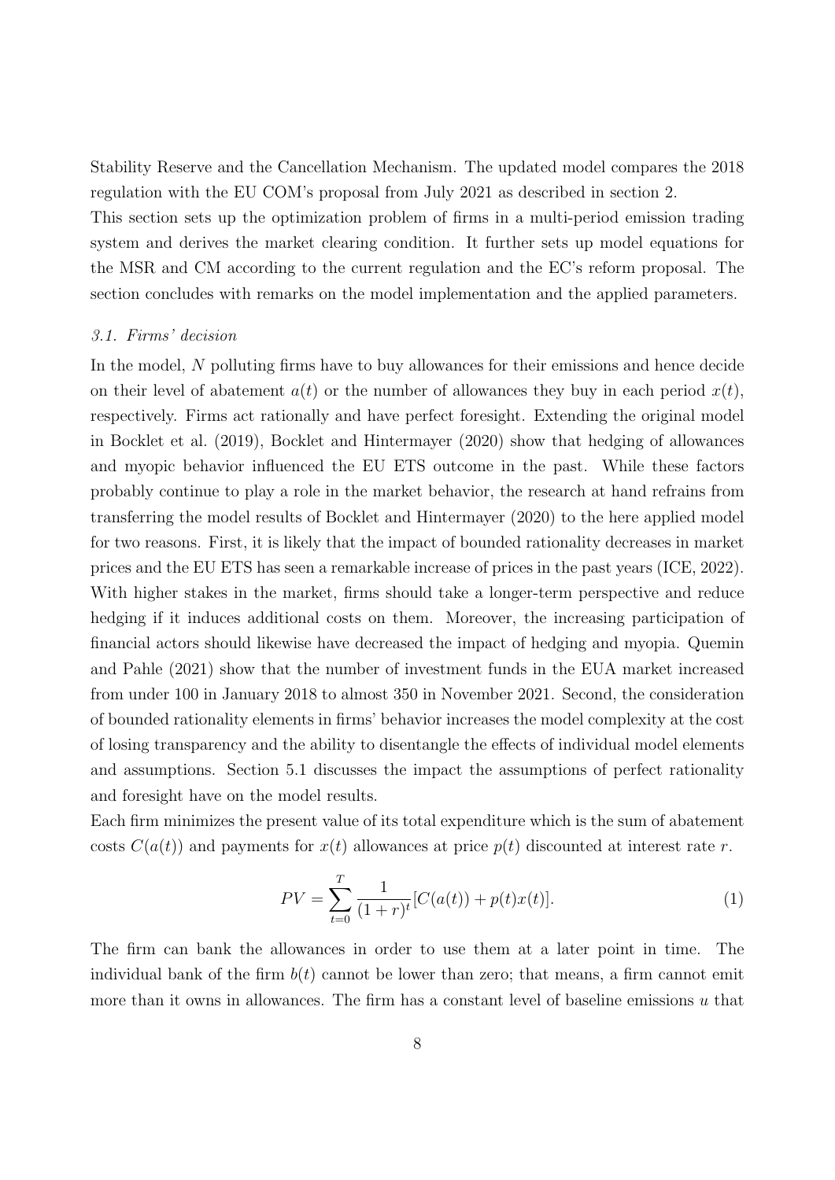Stability Reserve and the Cancellation Mechanism. The updated model compares the 2018 regulation with the EU COM's proposal from July 2021 as described in section 2.

This section sets up the optimization problem of firms in a multi-period emission trading system and derives the market clearing condition. It further sets up model equations for the MSR and CM according to the current regulation and the EC's reform proposal. The section concludes with remarks on the model implementation and the applied parameters.

### *3.1. Firms' decision*

In the model, $N$ polluting firms have to buy allowances for their emissions and hence decide on their level of abatement $a(t)$ or the number of allowances they buy in each period $x(t)$, respectively. Firms act rationally and have perfect foresight. Extending the original model in Bocklet et al. (2019), Bocklet and Hintermayer (2020) show that hedging of allowances and myopic behavior influenced the EU ETS outcome in the past. While these factors probably continue to play a role in the market behavior, the research at hand refrains from transferring the model results of Bocklet and Hintermayer (2020) to the here applied model for two reasons. First, it is likely that the impact of bounded rationality decreases in market prices and the EU ETS has seen a remarkable increase of prices in the past years (ICE, 2022). With higher stakes in the market, firms should take a longer-term perspective and reduce hedging if it induces additional costs on them. Moreover, the increasing participation of financial actors should likewise have decreased the impact of hedging and myopia. Quemin and Pahle (2021) show that the number of investment funds in the EUA market increased from under 100 in January 2018 to almost 350 in November 2021. Second, the consideration of bounded rationality elements in firms' behavior increases the model complexity at the cost of losing transparency and the ability to disentangle the effects of individual model elements and assumptions. Section 5.1 discusses the impact the assumptions of perfect rationality and foresight have on the model results.

Each firm minimizes the present value of its total expenditure which is the sum of abatement costs $C(a(t))$ and payments for $x(t)$ allowances at price $p(t)$ discounted at interest rate $r$.

$$PV = \sum_{t=0}^{T} \frac{1}{(1+r)^t} [C(a(t)) + p(t)x(t)]. \tag{1}$$

The firm can bank the allowances in order to use them at a later point in time. The individual bank of the firm $b(t)$ cannot be lower than zero; that means, a firm cannot emit more than it owns in allowances. The firm has a constant level of baseline emissions $u$ that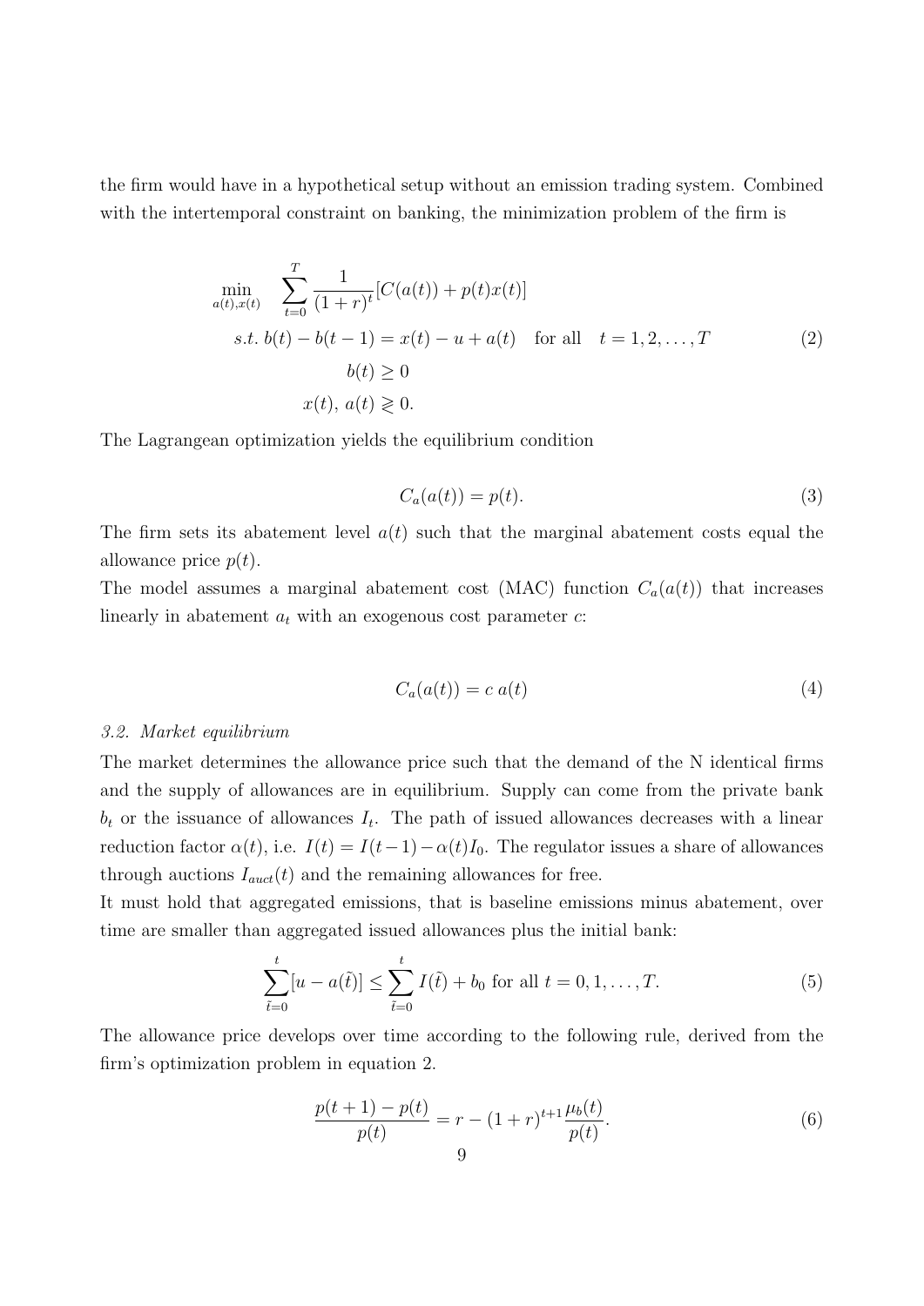the firm would have in a hypothetical setup without an emission trading system. Combined with the intertemporal constraint on banking, the minimization problem of the firm is

$$
\begin{aligned}
\min_{a(t),x(t)} \quad & \sum_{t=0}^{T} \frac{1}{(1+r)^t}[C(a(t)) + p(t)x(t)] \\
s.t.\ & b(t) - b(t-1) = x(t) - u + a(t) \quad \text{for all} \quad t = 1, 2, \ldots, T \\
& b(t) \geq 0 \\
& x(t),\, a(t) \gtrless 0.
\end{aligned}
\tag{2}
$$

The Lagrangean optimization yields the equilibrium condition

$$
C_a(a(t)) = p(t). \tag{3}
$$

The firm sets its abatement level $a(t)$ such that the marginal abatement costs equal the allowance price $p(t)$.

The model assumes a marginal abatement cost (MAC) function $C_a(a(t))$ that increases linearly in abatement $a_t$ with an exogenous cost parameter $c$:

$$
C_a(a(t)) = c\ a(t) \tag{4}
$$

*3.2. Market equilibrium*

The market determines the allowance price such that the demand of the N identical firms and the supply of allowances are in equilibrium. Supply can come from the private bank $b_t$ or the issuance of allowances $I_t$. The path of issued allowances decreases with a linear reduction factor $\alpha(t)$, i.e. $I(t) = I(t-1) - \alpha(t)I_0$. The regulator issues a share of allowances through auctions $I_{auct}(t)$ and the remaining allowances for free.

It must hold that aggregated emissions, that is baseline emissions minus abatement, over time are smaller than aggregated issued allowances plus the initial bank:

$$
\sum_{\tilde{t}=0}^{t}[u - a(\tilde{t})] \leq \sum_{\tilde{t}=0}^{t} I(\tilde{t}) + b_0 \text{ for all } t = 0, 1, \ldots, T. \tag{5}
$$

The allowance price develops over time according to the following rule, derived from the firm's optimization problem in equation 2.

$$
\frac{p(t+1) - p(t)}{p(t)} = r - (1+r)^{t+1}\frac{\mu_b(t)}{p(t)}. \tag{6}
$$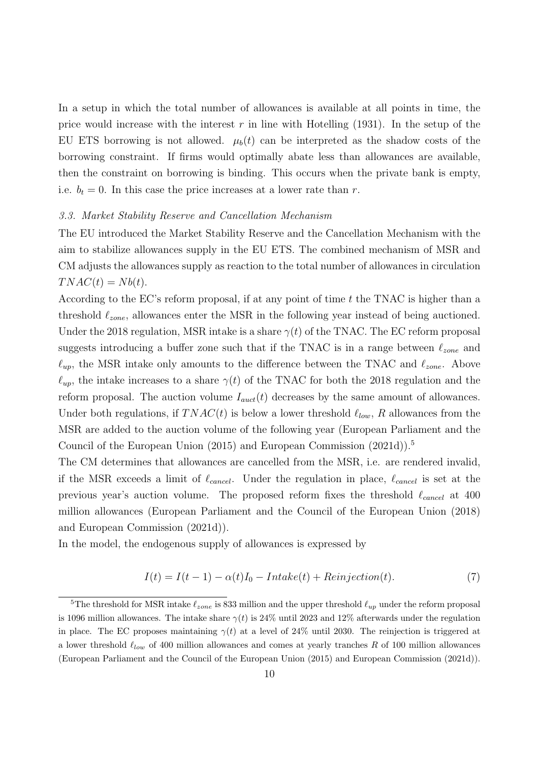In a setup in which the total number of allowances is available at all points in time, the price would increase with the interest $r$ in line with Hotelling (1931). In the setup of the EU ETS borrowing is not allowed. $\mu_b(t)$ can be interpreted as the shadow costs of the borrowing constraint. If firms would optimally abate less than allowances are available, then the constraint on borrowing is binding. This occurs when the private bank is empty, i.e. $b_t = 0$. In this case the price increases at a lower rate than $r$.

### *3.3. Market Stability Reserve and Cancellation Mechanism*

The EU introduced the Market Stability Reserve and the Cancellation Mechanism with the aim to stabilize allowances supply in the EU ETS. The combined mechanism of MSR and CM adjusts the allowances supply as reaction to the total number of allowances in circulation $TNAC(t) = Nb(t)$.

According to the EC's reform proposal, if at any point of time $t$ the TNAC is higher than a threshold $\ell_{zone}$, allowances enter the MSR in the following year instead of being auctioned. Under the 2018 regulation, MSR intake is a share $\gamma(t)$ of the TNAC. The EC reform proposal suggests introducing a buffer zone such that if the TNAC is in a range between $\ell_{zone}$ and $\ell_{up}$, the MSR intake only amounts to the difference between the TNAC and $\ell_{zone}$. Above $\ell_{up}$, the intake increases to a share $\gamma(t)$ of the TNAC for both the 2018 regulation and the reform proposal. The auction volume $I_{auct}(t)$ decreases by the same amount of allowances. Under both regulations, if $TNAC(t)$ is below a lower threshold $\ell_{low}$, $R$ allowances from the MSR are added to the auction volume of the following year (European Parliament and the Council of the European Union (2015) and European Commission (2021d)).[5]

The CM determines that allowances are cancelled from the MSR, i.e. are rendered invalid, if the MSR exceeds a limit of $\ell_{cancel}$. Under the regulation in place, $\ell_{cancel}$ is set at the previous year's auction volume. The proposed reform fixes the threshold $\ell_{cancel}$ at 400 million allowances (European Parliament and the Council of the European Union (2018) and European Commission (2021d)).

In the model, the endogenous supply of allowances is expressed by

$$I(t) = I(t-1) - \alpha(t)I_0 - Intake(t) + Reinjection(t). \tag{7}$$

[5] The threshold for MSR intake $\ell_{zone}$ is 833 million and the upper threshold $\ell_{up}$ under the reform proposal is 1096 million allowances. The intake share $\gamma(t)$ is 24% until 2023 and 12% afterwards under the regulation in place. The EC proposes maintaining $\gamma(t)$ at a level of 24% until 2030. The reinjection is triggered at a lower threshold $\ell_{low}$ of 400 million allowances and comes at yearly tranches $R$ of 100 million allowances (European Parliament and the Council of the European Union (2015) and European Commission (2021d)).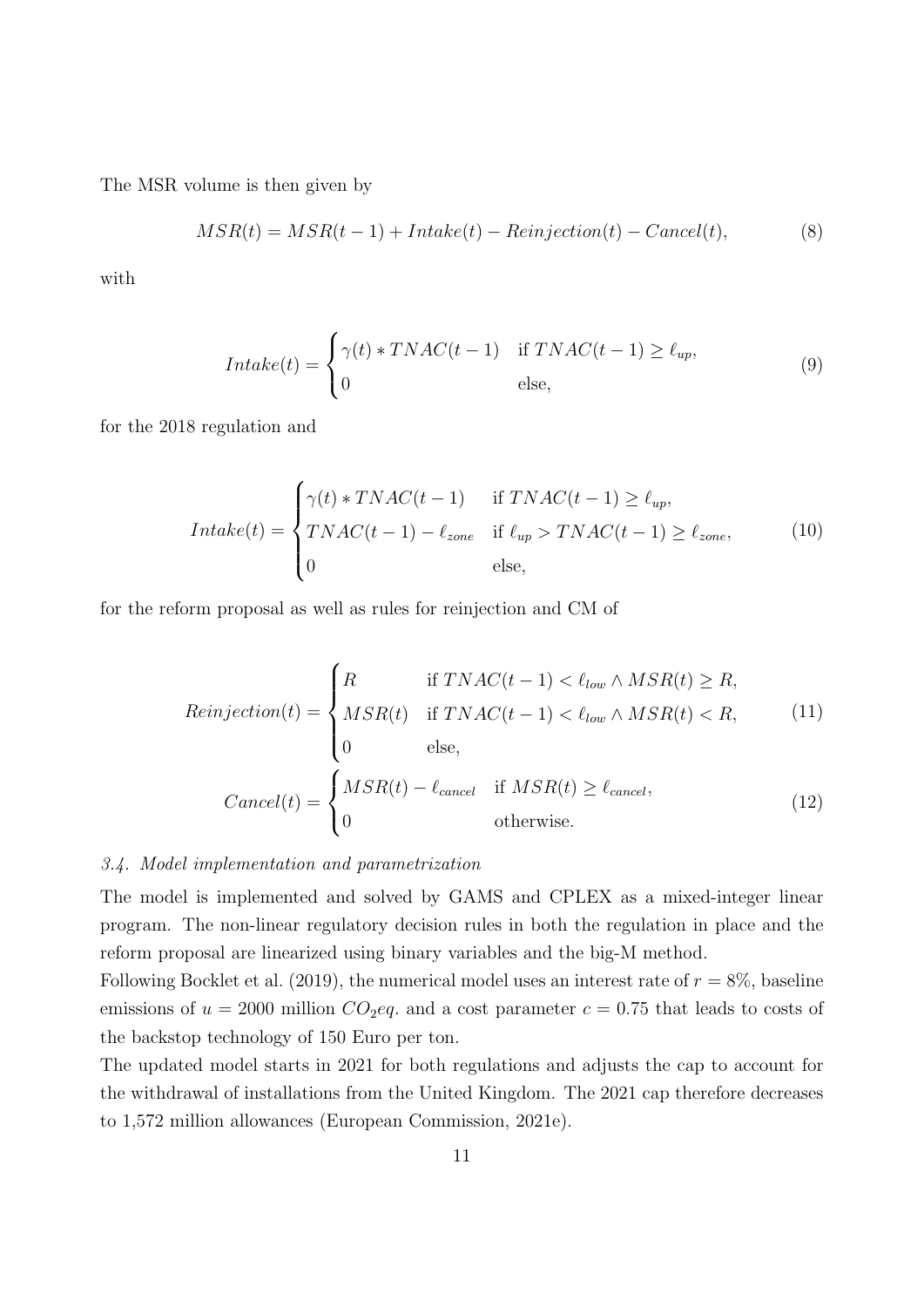The MSR volume is then given by

$$MSR(t) = MSR(t-1) + Intake(t) - Reinjection(t) - Cancel(t), \tag{8}$$

with

$$Intake(t) = \begin{cases} \gamma(t) * TNAC(t-1) & \text{if } TNAC(t-1) \geq \ell_{up}, \\ 0 & \text{else,} \end{cases} \tag{9}$$

for the 2018 regulation and

$$Intake(t) = \begin{cases} \gamma(t) * TNAC(t-1) & \text{if } TNAC(t-1) \geq \ell_{up}, \\ TNAC(t-1) - \ell_{zone} & \text{if } \ell_{up} > TNAC(t-1) \geq \ell_{zone}, \\ 0 & \text{else,} \end{cases} \tag{10}$$

for the reform proposal as well as rules for reinjection and CM of

$$Reinjection(t) = \begin{cases} R & \text{if } TNAC(t-1) < \ell_{low} \wedge MSR(t) \geq R, \\ MSR(t) & \text{if } TNAC(t-1) < \ell_{low} \wedge MSR(t) < R, \\ 0 & \text{else,} \end{cases} \tag{11}$$

$$Cancel(t) = \begin{cases} MSR(t) - \ell_{cancel} & \text{if } MSR(t) \geq \ell_{cancel}, \\ 0 & \text{otherwise.} \end{cases} \tag{12}$$

### *3.4. Model implementation and parametrization*

The model is implemented and solved by GAMS and CPLEX as a mixed-integer linear program. The non-linear regulatory decision rules in both the regulation in place and the reform proposal are linearized using binary variables and the big-M method.

Following Bocklet et al. (2019), the numerical model uses an interest rate of $r = 8\%$, baseline emissions of $u = 2000$ million $CO_2eq.$ and a cost parameter $c = 0.75$ that leads to costs of the backstop technology of 150 Euro per ton.

The updated model starts in 2021 for both regulations and adjusts the cap to account for the withdrawal of installations from the United Kingdom. The 2021 cap therefore decreases to 1,572 million allowances (European Commission, 2021e).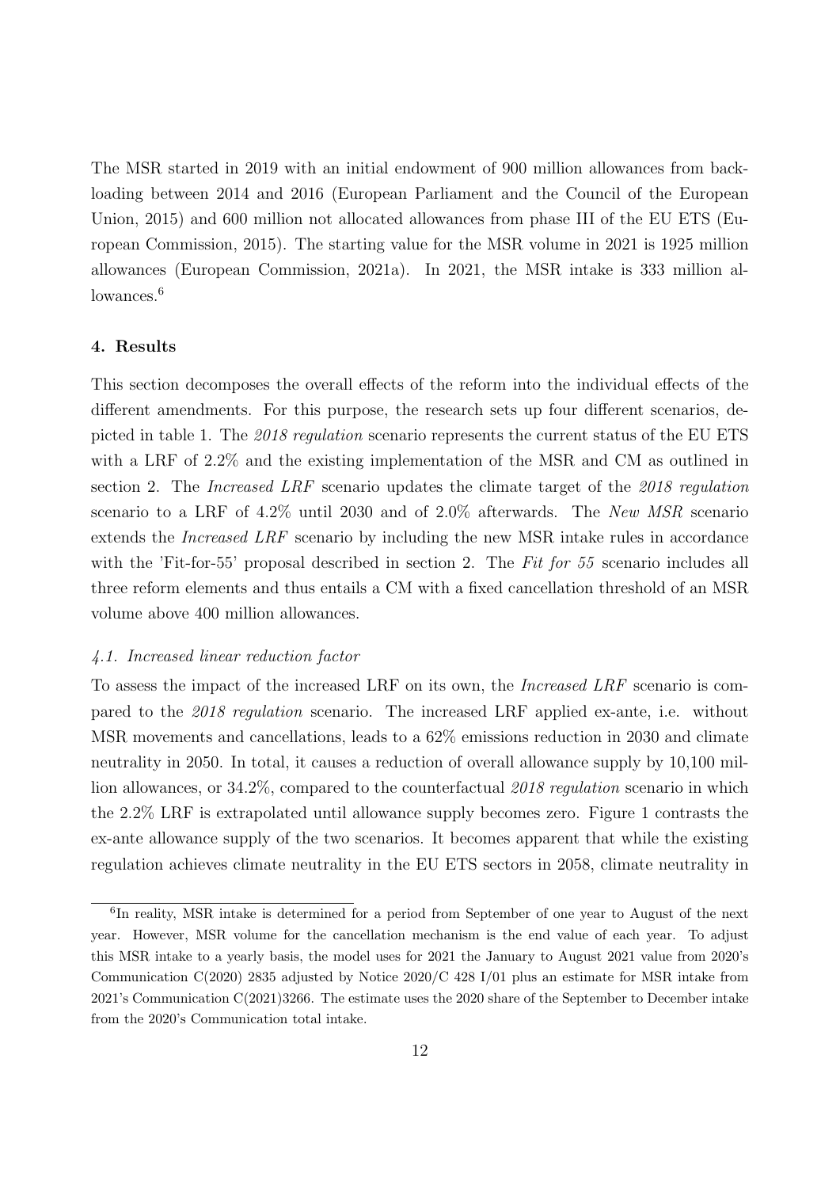The MSR started in 2019 with an initial endowment of 900 million allowances from backloading between 2014 and 2016 (European Parliament and the Council of the European Union, 2015) and 600 million not allocated allowances from phase III of the EU ETS (European Commission, 2015). The starting value for the MSR volume in 2021 is 1925 million allowances (European Commission, 2021a). In 2021, the MSR intake is 333 million allowances.[6]

## 4. Results

This section decomposes the overall effects of the reform into the individual effects of the different amendments. For this purpose, the research sets up four different scenarios, depicted in table 1. The *2018 regulation* scenario represents the current status of the EU ETS with a LRF of 2.2% and the existing implementation of the MSR and CM as outlined in section 2. The *Increased LRF* scenario updates the climate target of the *2018 regulation* scenario to a LRF of 4.2% until 2030 and of 2.0% afterwards. The *New MSR* scenario extends the *Increased LRF* scenario by including the new MSR intake rules in accordance with the 'Fit-for-55' proposal described in section 2. The *Fit for 55* scenario includes all three reform elements and thus entails a CM with a fixed cancellation threshold of an MSR volume above 400 million allowances.

### *4.1. Increased linear reduction factor*

To assess the impact of the increased LRF on its own, the *Increased LRF* scenario is compared to the *2018 regulation* scenario. The increased LRF applied ex-ante, i.e. without MSR movements and cancellations, leads to a 62% emissions reduction in 2030 and climate neutrality in 2050. In total, it causes a reduction of overall allowance supply by 10,100 million allowances, or 34.2%, compared to the counterfactual *2018 regulation* scenario in which the 2.2% LRF is extrapolated until allowance supply becomes zero. Figure 1 contrasts the ex-ante allowance supply of the two scenarios. It becomes apparent that while the existing regulation achieves climate neutrality in the EU ETS sectors in 2058, climate neutrality in

[6] In reality, MSR intake is determined for a period from September of one year to August of the next year. However, MSR volume for the cancellation mechanism is the end value of each year. To adjust this MSR intake to a yearly basis, the model uses for 2021 the January to August 2021 value from 2020's Communication C(2020) 2835 adjusted by Notice 2020/C 428 I/01 plus an estimate for MSR intake from 2021's Communication C(2021)3266. The estimate uses the 2020 share of the September to December intake from the 2020's Communication total intake.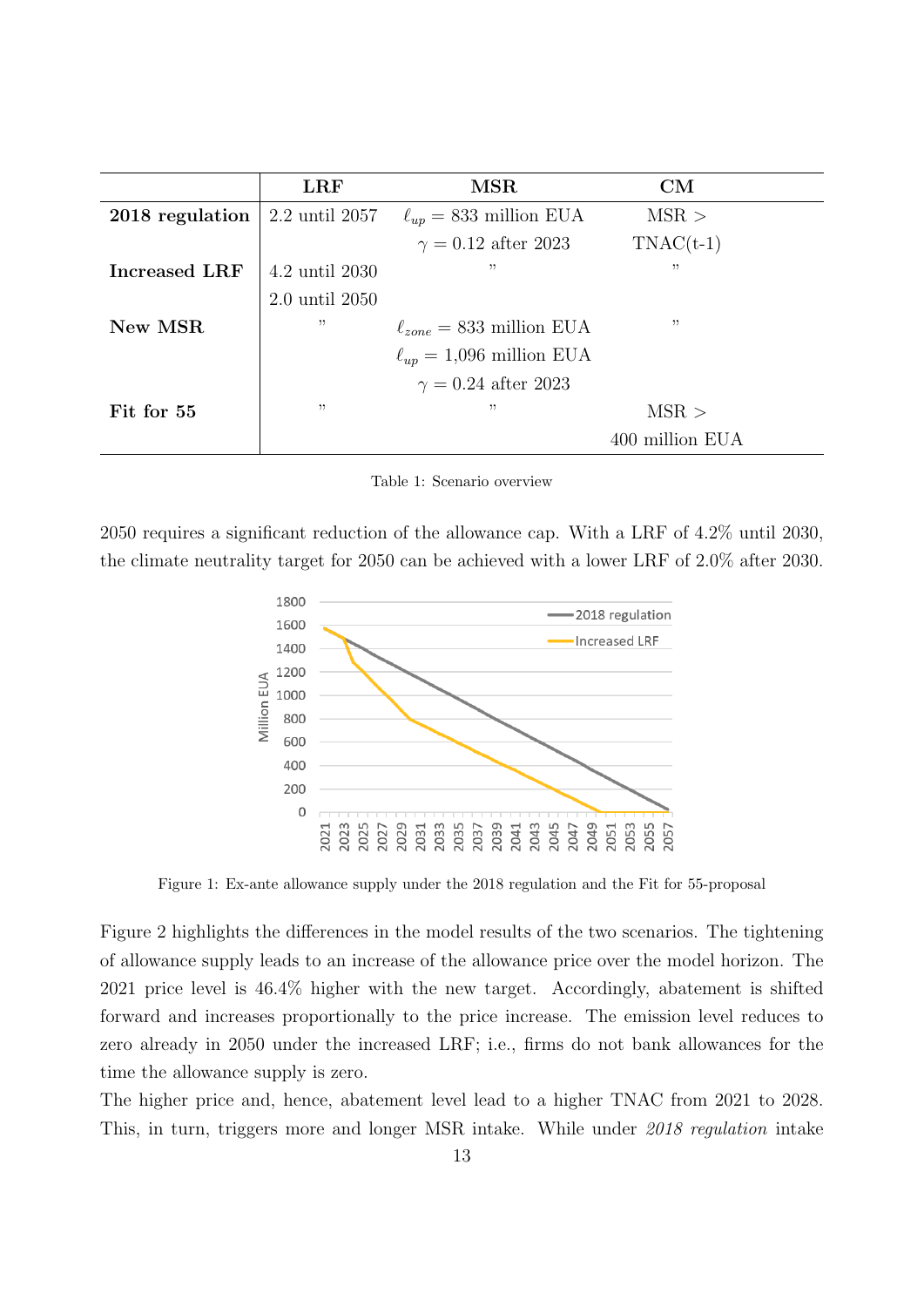| | LRF | MSR | CM |
|---|---|---|---|
| **2018 regulation** | 2.2 until 2057 | $\ell_{up}$ = 833 million EUA | MSR > |
| | | $\gamma = 0.12$ after 2023 | TNAC(t-1) |
| **Increased LRF** | 4.2 until 2030 | " | " |
| | 2.0 until 2050 | | |
| **New MSR** | " | $\ell_{zone}$ = 833 million EUA | " |
| | | $\ell_{up}$ = 1,096 million EUA | |
| | | $\gamma = 0.24$ after 2023 | |
| **Fit for 55** | " | " | MSR > |
| | | | 400 million EUA |

Table 1: Scenario overview

2050 requires a significant reduction of the allowance cap. With a LRF of 4.2% until 2030, the climate neutrality target for 2050 can be achieved with a lower LRF of 2.0% after 2030.

Figure 1: Ex-ante allowance supply under the 2018 regulation and the Fit for 55-proposal

Figure 2 highlights the differences in the model results of the two scenarios. The tightening of allowance supply leads to an increase of the allowance price over the model horizon. The 2021 price level is 46.4% higher with the new target. Accordingly, abatement is shifted forward and increases proportionally to the price increase. The emission level reduces to zero already in 2050 under the increased LRF; i.e., firms do not bank allowances for the time the allowance supply is zero.

The higher price and, hence, abatement level lead to a higher TNAC from 2021 to 2028. This, in turn, triggers more and longer MSR intake. While under *2018 regulation* intake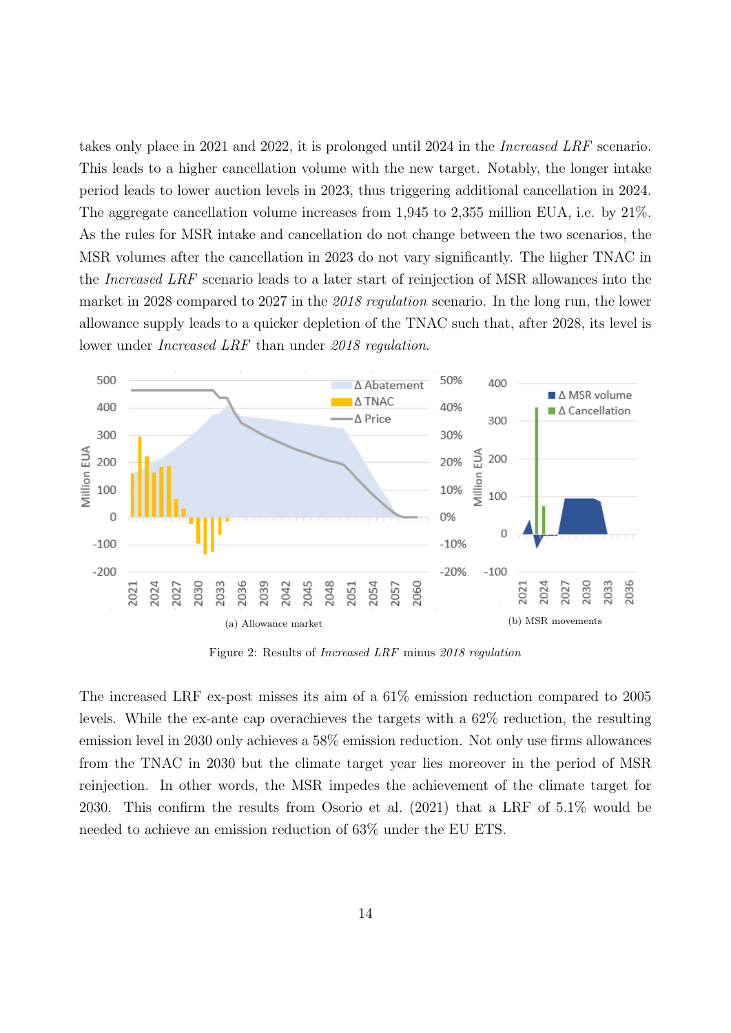takes only place in 2021 and 2022, it is prolonged until 2024 in the *Increased LRF* scenario. This leads to a higher cancellation volume with the new target. Notably, the longer intake period leads to lower auction levels in 2023, thus triggering additional cancellation in 2024. The aggregate cancellation volume increases from 1,945 to 2,355 million EUA, i.e. by 21%. As the rules for MSR intake and cancellation do not change between the two scenarios, the MSR volumes after the cancellation in 2023 do not vary significantly. The higher TNAC in the *Increased LRF* scenario leads to a later start of reinjection of MSR allowances into the market in 2028 compared to 2027 in the *2018 regulation* scenario. In the long run, the lower allowance supply leads to a quicker depletion of the TNAC such that, after 2028, its level is lower under *Increased LRF* than under *2018 regulation*.

(a) Allowance market

(b) MSR movements

Figure 2: Results of *Increased LRF* minus *2018 regulation*

The increased LRF ex-post misses its aim of a 61% emission reduction compared to 2005 levels. While the ex-ante cap overachieves the targets with a 62% reduction, the resulting emission level in 2030 only achieves a 58% emission reduction. Not only use firms allowances from the TNAC in 2030 but the climate target year lies moreover in the period of MSR reinjection. In other words, the MSR impedes the achievement of the climate target for 2030. This confirm the results from Osorio et al. (2021) that a LRF of 5.1% would be needed to achieve an emission reduction of 63% under the EU ETS.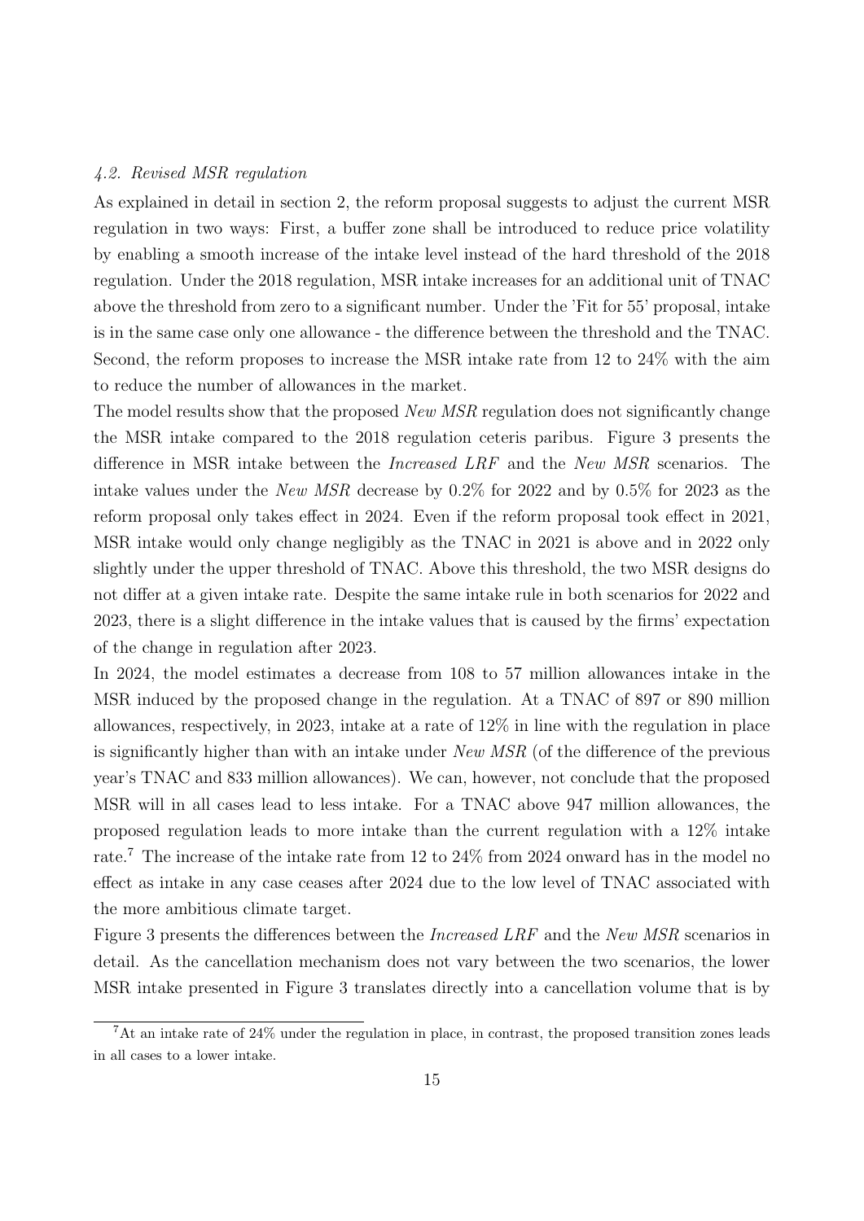### 4.2. Revised MSR regulation

As explained in detail in section 2, the reform proposal suggests to adjust the current MSR regulation in two ways: First, a buffer zone shall be introduced to reduce price volatility by enabling a smooth increase of the intake level instead of the hard threshold of the 2018 regulation. Under the 2018 regulation, MSR intake increases for an additional unit of TNAC above the threshold from zero to a significant number. Under the 'Fit for 55' proposal, intake is in the same case only one allowance - the difference between the threshold and the TNAC. Second, the reform proposes to increase the MSR intake rate from 12 to 24% with the aim to reduce the number of allowances in the market.

The model results show that the proposed *New MSR* regulation does not significantly change the MSR intake compared to the 2018 regulation ceteris paribus. Figure 3 presents the difference in MSR intake between the *Increased LRF* and the *New MSR* scenarios. The intake values under the *New MSR* decrease by 0.2% for 2022 and by 0.5% for 2023 as the reform proposal only takes effect in 2024. Even if the reform proposal took effect in 2021, MSR intake would only change negligibly as the TNAC in 2021 is above and in 2022 only slightly under the upper threshold of TNAC. Above this threshold, the two MSR designs do not differ at a given intake rate. Despite the same intake rule in both scenarios for 2022 and 2023, there is a slight difference in the intake values that is caused by the firms' expectation of the change in regulation after 2023.

In 2024, the model estimates a decrease from 108 to 57 million allowances intake in the MSR induced by the proposed change in the regulation. At a TNAC of 897 or 890 million allowances, respectively, in 2023, intake at a rate of 12% in line with the regulation in place is significantly higher than with an intake under *New MSR* (of the difference of the previous year's TNAC and 833 million allowances). We can, however, not conclude that the proposed MSR will in all cases lead to less intake. For a TNAC above 947 million allowances, the proposed regulation leads to more intake than the current regulation with a 12% intake rate.[7] The increase of the intake rate from 12 to 24% from 2024 onward has in the model no effect as intake in any case ceases after 2024 due to the low level of TNAC associated with the more ambitious climate target.

Figure 3 presents the differences between the *Increased LRF* and the *New MSR* scenarios in detail. As the cancellation mechanism does not vary between the two scenarios, the lower MSR intake presented in Figure 3 translates directly into a cancellation volume that is by

[7] At an intake rate of 24% under the regulation in place, in contrast, the proposed transition zones leads in all cases to a lower intake.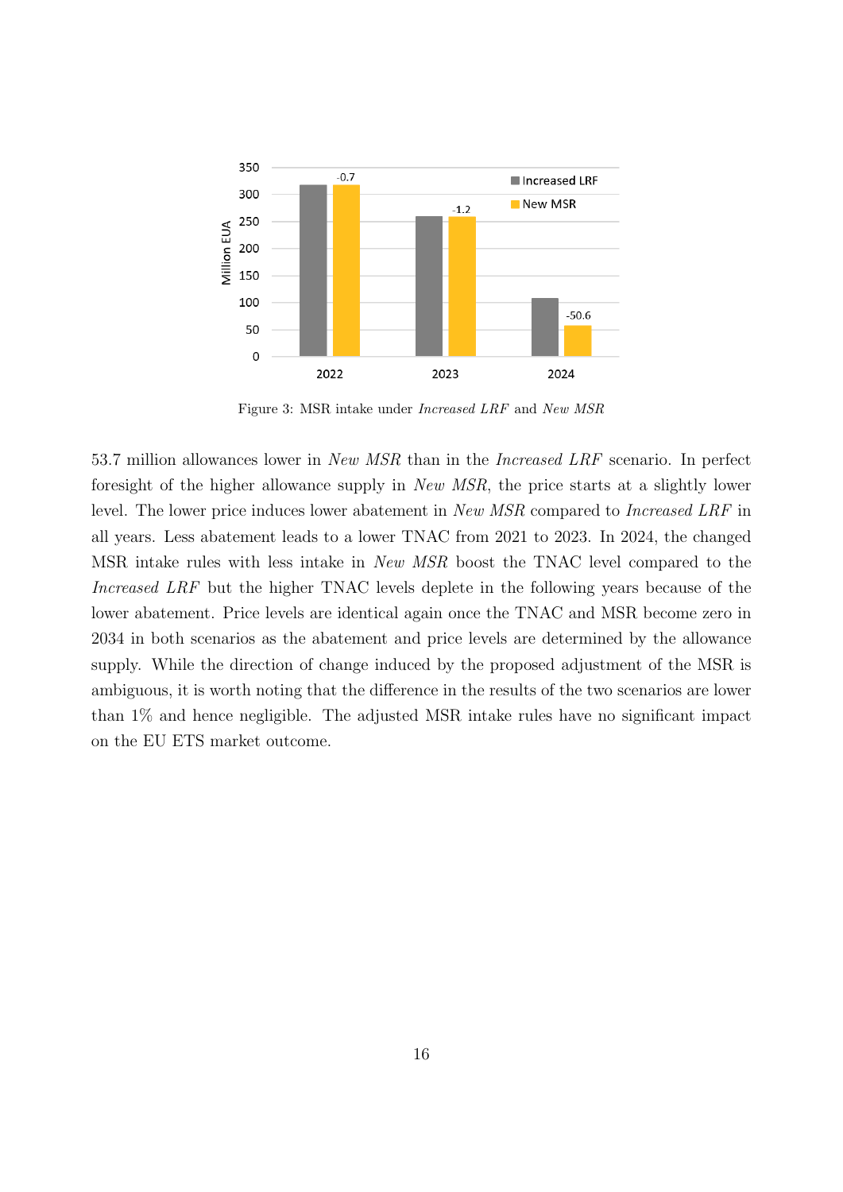Figure 3: MSR intake under *Increased LRF* and *New MSR*

53.7 million allowances lower in *New MSR* than in the *Increased LRF* scenario. In perfect foresight of the higher allowance supply in *New MSR*, the price starts at a slightly lower level. The lower price induces lower abatement in *New MSR* compared to *Increased LRF* in all years. Less abatement leads to a lower TNAC from 2021 to 2023. In 2024, the changed MSR intake rules with less intake in *New MSR* boost the TNAC level compared to the *Increased LRF* but the higher TNAC levels deplete in the following years because of the lower abatement. Price levels are identical again once the TNAC and MSR become zero in 2034 in both scenarios as the abatement and price levels are determined by the allowance supply. While the direction of change induced by the proposed adjustment of the MSR is ambiguous, it is worth noting that the difference in the results of the two scenarios are lower than 1% and hence negligible. The adjusted MSR intake rules have no significant impact on the EU ETS market outcome.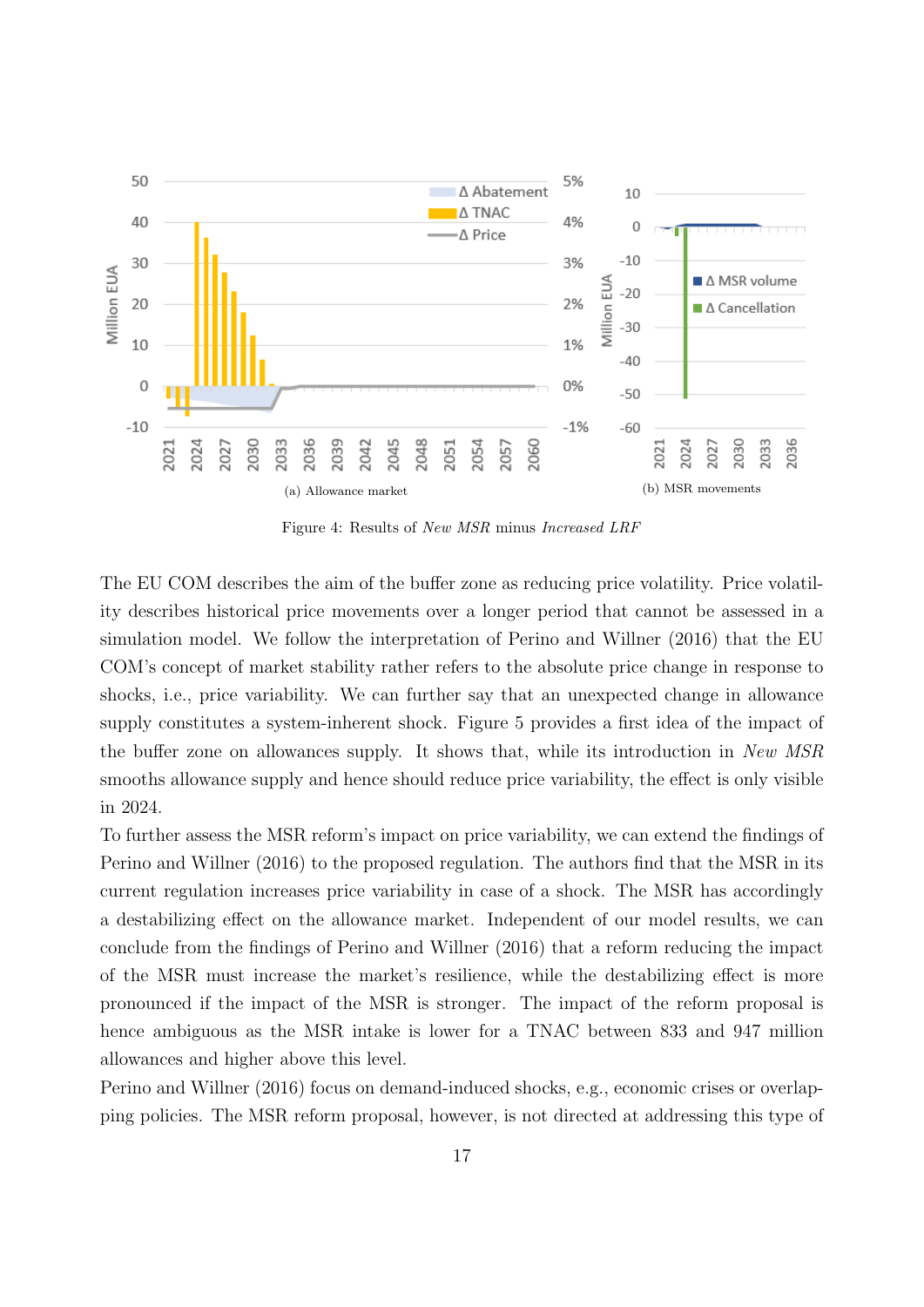(a) Allowance market

(b) MSR movements

Figure 4: Results of *New MSR* minus *Increased LRF*

The EU COM describes the aim of the buffer zone as reducing price volatility. Price volatility describes historical price movements over a longer period that cannot be assessed in a simulation model. We follow the interpretation of Perino and Willner (2016) that the EU COM's concept of market stability rather refers to the absolute price change in response to shocks, i.e., price variability. We can further say that an unexpected change in allowance supply constitutes a system-inherent shock. Figure 5 provides a first idea of the impact of the buffer zone on allowances supply. It shows that, while its introduction in *New MSR* smooths allowance supply and hence should reduce price variability, the effect is only visible in 2024.

To further assess the MSR reform's impact on price variability, we can extend the findings of Perino and Willner (2016) to the proposed regulation. The authors find that the MSR in its current regulation increases price variability in case of a shock. The MSR has accordingly a destabilizing effect on the allowance market. Independent of our model results, we can conclude from the findings of Perino and Willner (2016) that a reform reducing the impact of the MSR must increase the market's resilience, while the destabilizing effect is more pronounced if the impact of the MSR is stronger. The impact of the reform proposal is hence ambiguous as the MSR intake is lower for a TNAC between 833 and 947 million allowances and higher above this level.

Perino and Willner (2016) focus on demand-induced shocks, e.g., economic crises or overlapping policies. The MSR reform proposal, however, is not directed at addressing this type of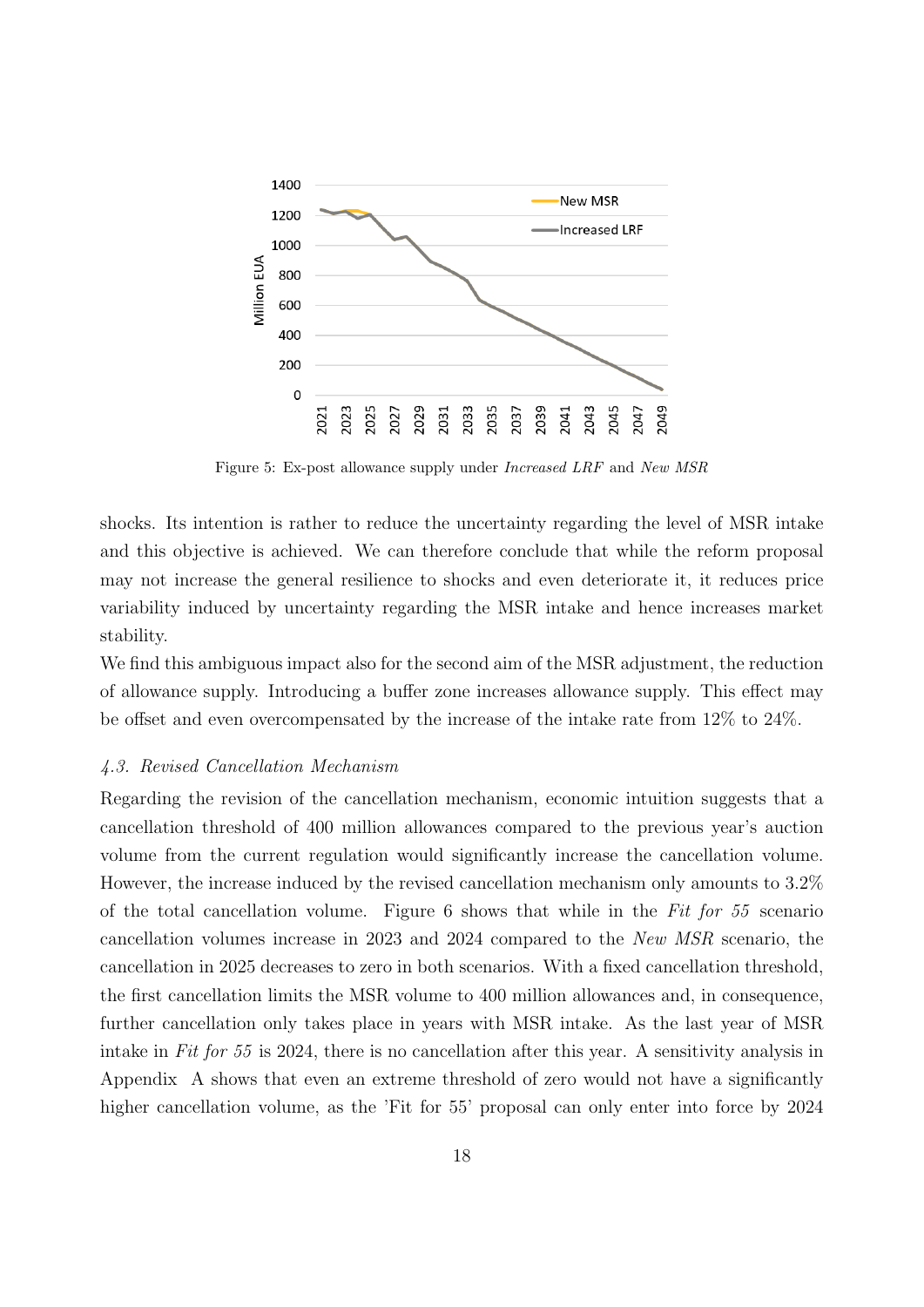Figure 5: Ex-post allowance supply under *Increased LRF* and *New MSR*

shocks. Its intention is rather to reduce the uncertainty regarding the level of MSR intake and this objective is achieved. We can therefore conclude that while the reform proposal may not increase the general resilience to shocks and even deteriorate it, it reduces price variability induced by uncertainty regarding the MSR intake and hence increases market stability.

We find this ambiguous impact also for the second aim of the MSR adjustment, the reduction of allowance supply. Introducing a buffer zone increases allowance supply. This effect may be offset and even overcompensated by the increase of the intake rate from 12% to 24%.

### *4.3. Revised Cancellation Mechanism*

Regarding the revision of the cancellation mechanism, economic intuition suggests that a cancellation threshold of 400 million allowances compared to the previous year's auction volume from the current regulation would significantly increase the cancellation volume. However, the increase induced by the revised cancellation mechanism only amounts to 3.2% of the total cancellation volume. Figure 6 shows that while in the *Fit for 55* scenario cancellation volumes increase in 2023 and 2024 compared to the *New MSR* scenario, the cancellation in 2025 decreases to zero in both scenarios. With a fixed cancellation threshold, the first cancellation limits the MSR volume to 400 million allowances and, in consequence, further cancellation only takes place in years with MSR intake. As the last year of MSR intake in *Fit for 55* is 2024, there is no cancellation after this year. A sensitivity analysis in Appendix A shows that even an extreme threshold of zero would not have a significantly higher cancellation volume, as the 'Fit for 55' proposal can only enter into force by 2024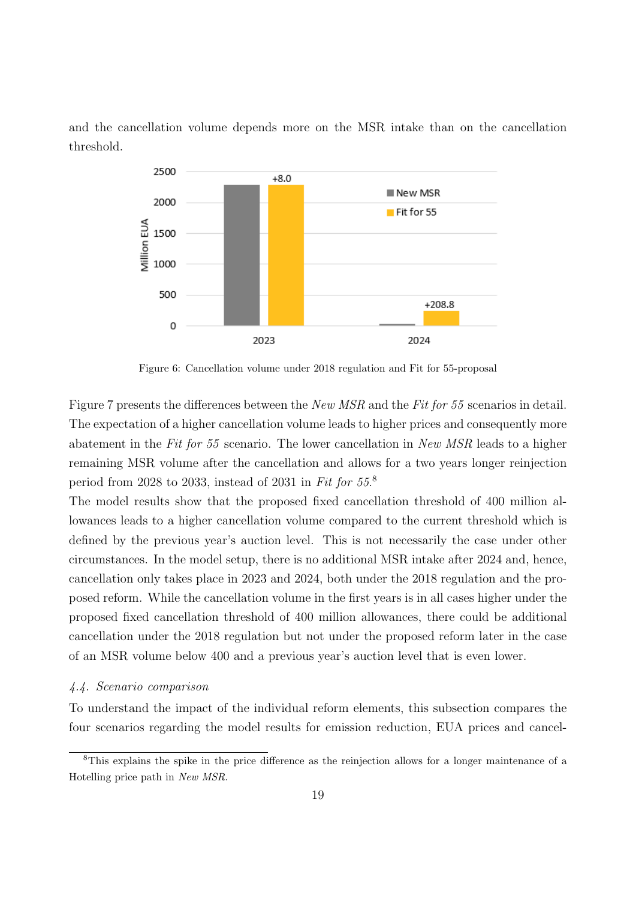and the cancellation volume depends more on the MSR intake than on the cancellation threshold.

Figure 6: Cancellation volume under 2018 regulation and Fit for 55-proposal

Figure 7 presents the differences between the *New MSR* and the *Fit for 55* scenarios in detail. The expectation of a higher cancellation volume leads to higher prices and consequently more abatement in the *Fit for 55* scenario. The lower cancellation in *New MSR* leads to a higher remaining MSR volume after the cancellation and allows for a two years longer reinjection period from 2028 to 2033, instead of 2031 in *Fit for 55*.[8]

The model results show that the proposed fixed cancellation threshold of 400 million allowances leads to a higher cancellation volume compared to the current threshold which is defined by the previous year's auction level. This is not necessarily the case under other circumstances. In the model setup, there is no additional MSR intake after 2024 and, hence, cancellation only takes place in 2023 and 2024, both under the 2018 regulation and the proposed reform. While the cancellation volume in the first years is in all cases higher under the proposed fixed cancellation threshold of 400 million allowances, there could be additional cancellation under the 2018 regulation but not under the proposed reform later in the case of an MSR volume below 400 and a previous year's auction level that is even lower.

### *4.4. Scenario comparison*

To understand the impact of the individual reform elements, this subsection compares the four scenarios regarding the model results for emission reduction, EUA prices and cancel-

[8] This explains the spike in the price difference as the reinjection allows for a longer maintenance of a Hotelling price path in *New MSR*.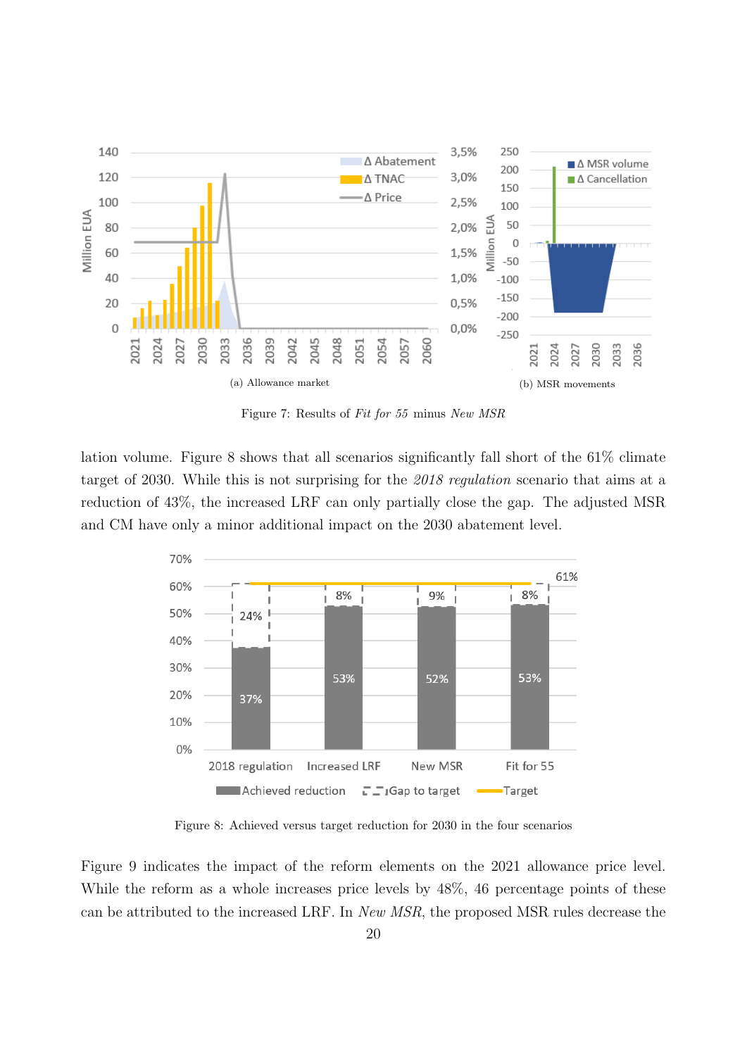(a) Allowance market

(b) MSR movements

Figure 7: Results of *Fit for 55* minus *New MSR*

lation volume. Figure 8 shows that all scenarios significantly fall short of the 61% climate target of 2030. While this is not surprising for the *2018 regulation* scenario that aims at a reduction of 43%, the increased LRF can only partially close the gap. The adjusted MSR and CM have only a minor additional impact on the 2030 abatement level.

Figure 8: Achieved versus target reduction for 2030 in the four scenarios

Figure 9 indicates the impact of the reform elements on the 2021 allowance price level. While the reform as a whole increases price levels by 48%, 46 percentage points of these can be attributed to the increased LRF. In *New MSR*, the proposed MSR rules decrease the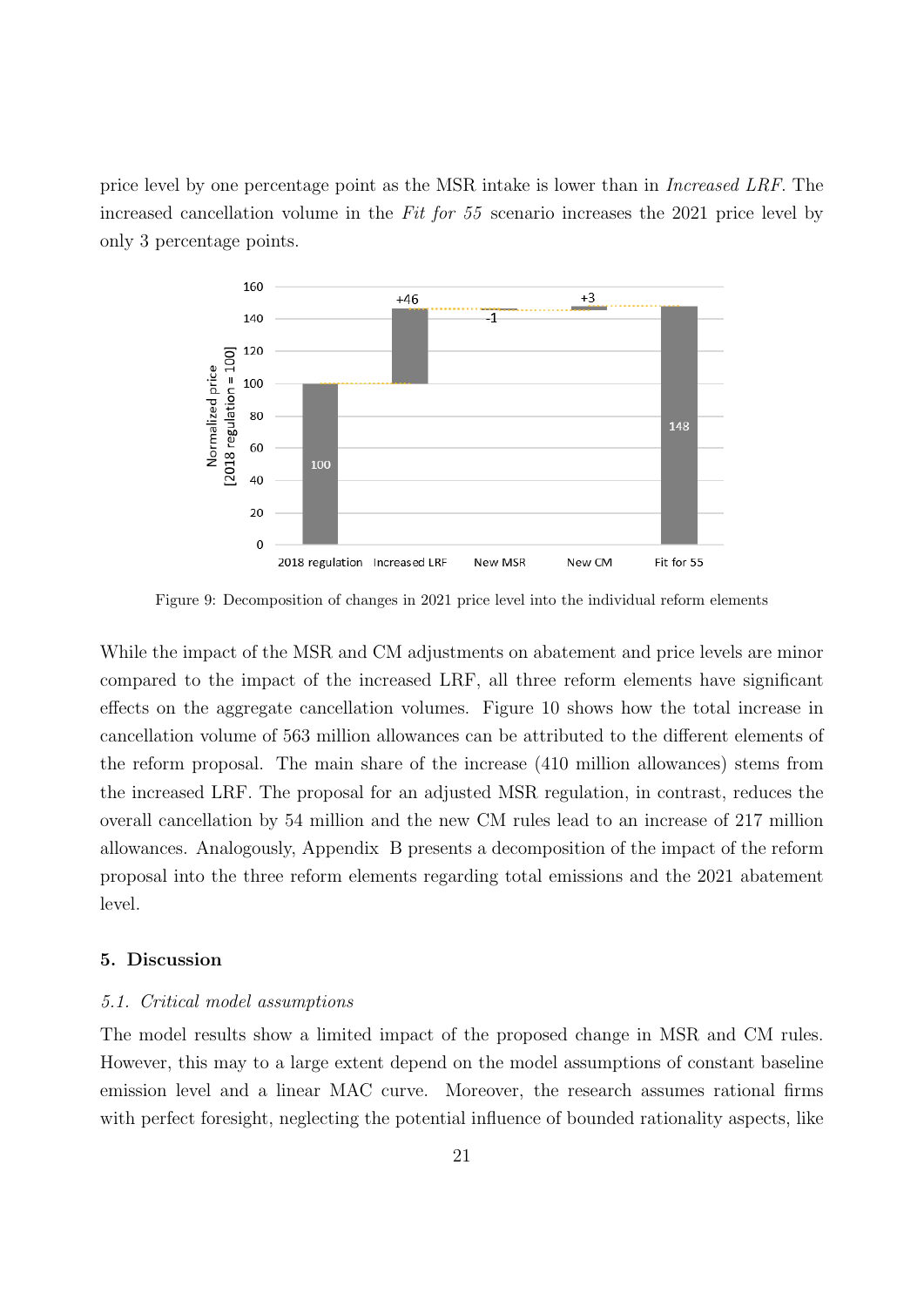price level by one percentage point as the MSR intake is lower than in *Increased LRF*. The increased cancellation volume in the *Fit for 55* scenario increases the 2021 price level by only 3 percentage points.

Figure 9: Decomposition of changes in 2021 price level into the individual reform elements

While the impact of the MSR and CM adjustments on abatement and price levels are minor compared to the impact of the increased LRF, all three reform elements have significant effects on the aggregate cancellation volumes. Figure 10 shows how the total increase in cancellation volume of 563 million allowances can be attributed to the different elements of the reform proposal. The main share of the increase (410 million allowances) stems from the increased LRF. The proposal for an adjusted MSR regulation, in contrast, reduces the overall cancellation by 54 million and the new CM rules lead to an increase of 217 million allowances. Analogously, Appendix B presents a decomposition of the impact of the reform proposal into the three reform elements regarding total emissions and the 2021 abatement level.

## 5. Discussion

### *5.1. Critical model assumptions*

The model results show a limited impact of the proposed change in MSR and CM rules. However, this may to a large extent depend on the model assumptions of constant baseline emission level and a linear MAC curve. Moreover, the research assumes rational firms with perfect foresight, neglecting the potential influence of bounded rationality aspects, like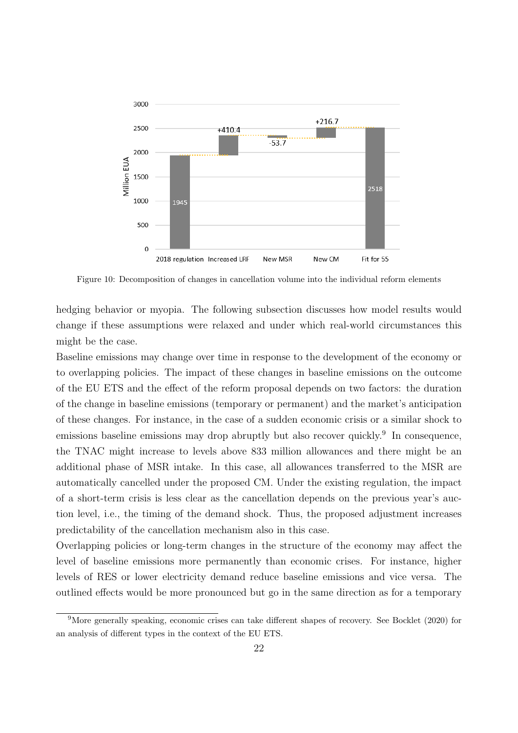Figure 10: Decomposition of changes in cancellation volume into the individual reform elements

hedging behavior or myopia. The following subsection discusses how model results would change if these assumptions were relaxed and under which real-world circumstances this might be the case.

Baseline emissions may change over time in response to the development of the economy or to overlapping policies. The impact of these changes in baseline emissions on the outcome of the EU ETS and the effect of the reform proposal depends on two factors: the duration of the change in baseline emissions (temporary or permanent) and the market's anticipation of these changes. For instance, in the case of a sudden economic crisis or a similar shock to emissions baseline emissions may drop abruptly but also recover quickly.[9] In consequence, the TNAC might increase to levels above 833 million allowances and there might be an additional phase of MSR intake. In this case, all allowances transferred to the MSR are automatically cancelled under the proposed CM. Under the existing regulation, the impact of a short-term crisis is less clear as the cancellation depends on the previous year's auction level, i.e., the timing of the demand shock. Thus, the proposed adjustment increases predictability of the cancellation mechanism also in this case.

Overlapping policies or long-term changes in the structure of the economy may affect the level of baseline emissions more permanently than economic crises. For instance, higher levels of RES or lower electricity demand reduce baseline emissions and vice versa. The outlined effects would be more pronounced but go in the same direction as for a temporary

[9] More generally speaking, economic crises can take different shapes of recovery. See Bocklet (2020) for an analysis of different types in the context of the EU ETS.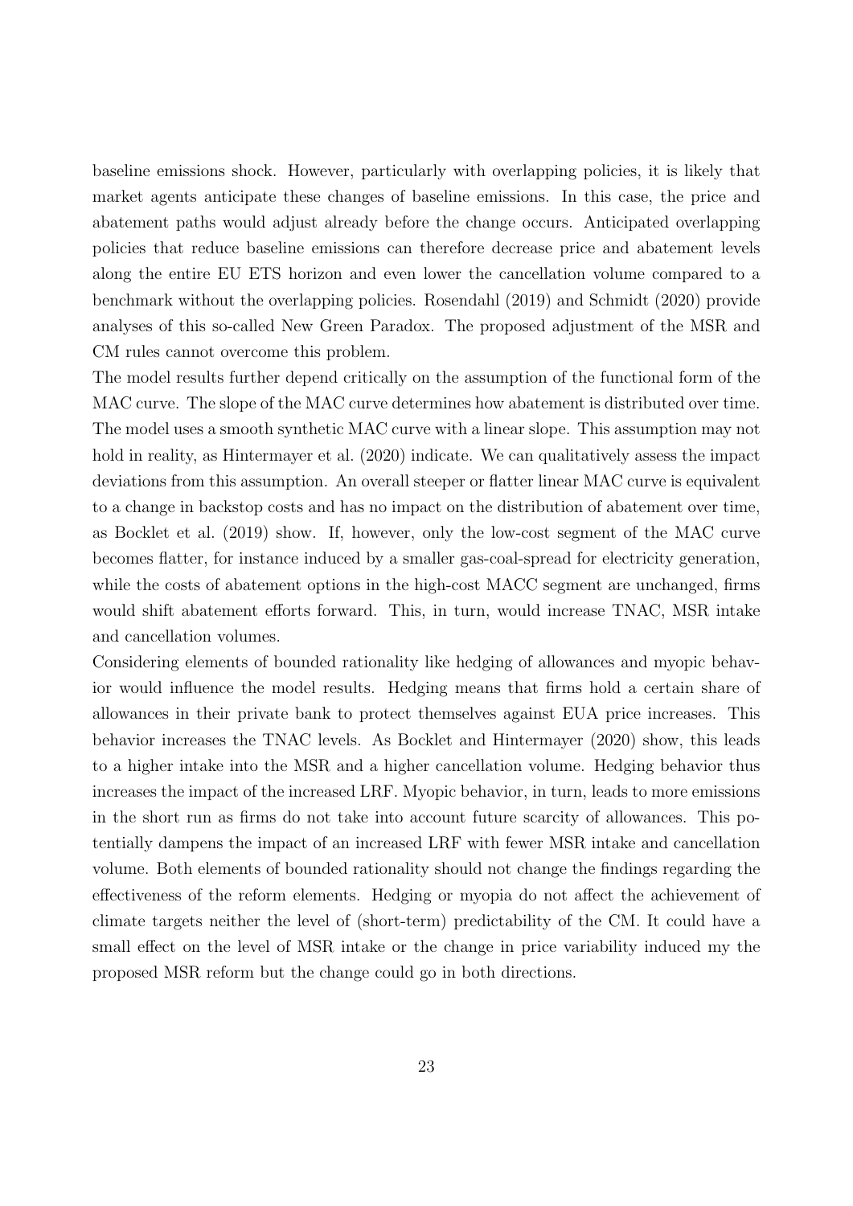baseline emissions shock. However, particularly with overlapping policies, it is likely that market agents anticipate these changes of baseline emissions. In this case, the price and abatement paths would adjust already before the change occurs. Anticipated overlapping policies that reduce baseline emissions can therefore decrease price and abatement levels along the entire EU ETS horizon and even lower the cancellation volume compared to a benchmark without the overlapping policies. Rosendahl (2019) and Schmidt (2020) provide analyses of this so-called New Green Paradox. The proposed adjustment of the MSR and CM rules cannot overcome this problem.

The model results further depend critically on the assumption of the functional form of the MAC curve. The slope of the MAC curve determines how abatement is distributed over time. The model uses a smooth synthetic MAC curve with a linear slope. This assumption may not hold in reality, as Hintermayer et al. (2020) indicate. We can qualitatively assess the impact deviations from this assumption. An overall steeper or flatter linear MAC curve is equivalent to a change in backstop costs and has no impact on the distribution of abatement over time, as Bocklet et al. (2019) show. If, however, only the low-cost segment of the MAC curve becomes flatter, for instance induced by a smaller gas-coal-spread for electricity generation, while the costs of abatement options in the high-cost MACC segment are unchanged, firms would shift abatement efforts forward. This, in turn, would increase TNAC, MSR intake and cancellation volumes.

Considering elements of bounded rationality like hedging of allowances and myopic behavior would influence the model results. Hedging means that firms hold a certain share of allowances in their private bank to protect themselves against EUA price increases. This behavior increases the TNAC levels. As Bocklet and Hintermayer (2020) show, this leads to a higher intake into the MSR and a higher cancellation volume. Hedging behavior thus increases the impact of the increased LRF. Myopic behavior, in turn, leads to more emissions in the short run as firms do not take into account future scarcity of allowances. This potentially dampens the impact of an increased LRF with fewer MSR intake and cancellation volume. Both elements of bounded rationality should not change the findings regarding the effectiveness of the reform elements. Hedging or myopia do not affect the achievement of climate targets neither the level of (short-term) predictability of the CM. It could have a small effect on the level of MSR intake or the change in price variability induced my the proposed MSR reform but the change could go in both directions.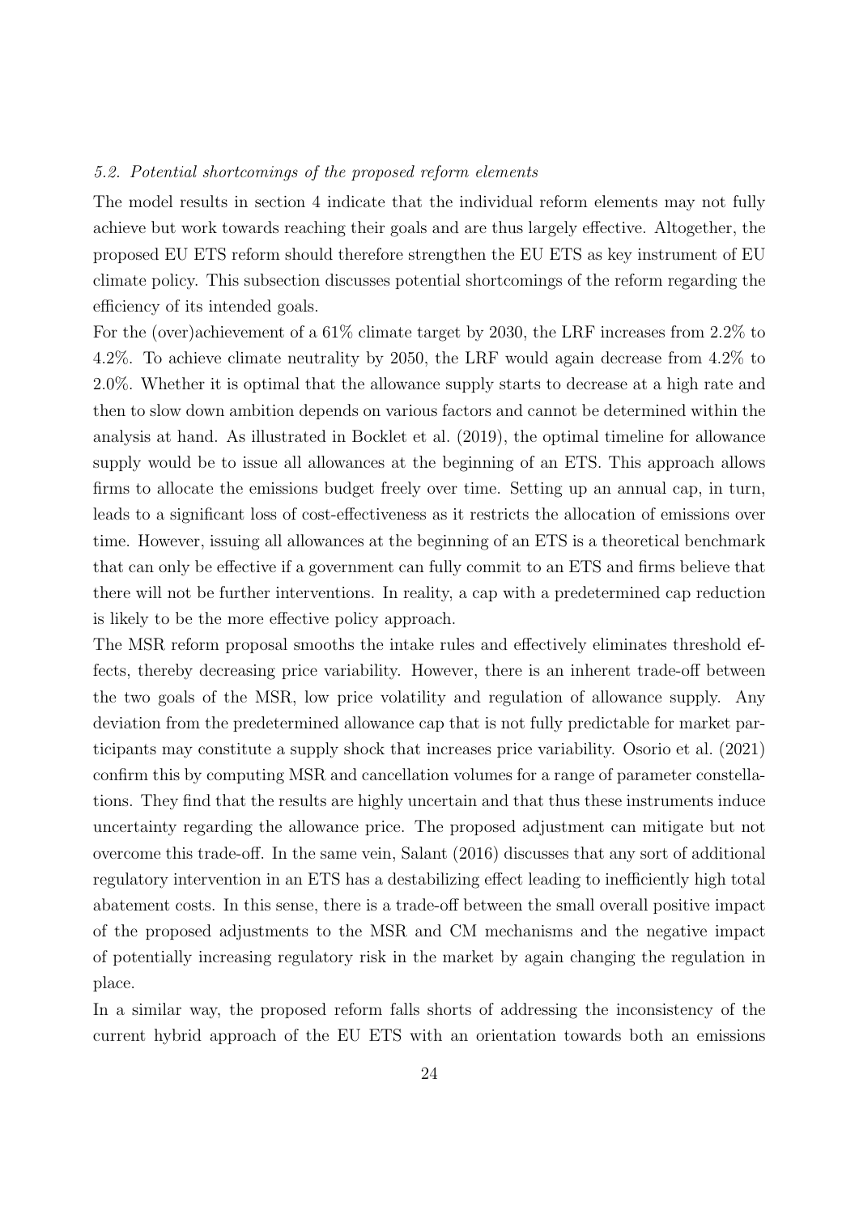### *5.2. Potential shortcomings of the proposed reform elements*

The model results in section 4 indicate that the individual reform elements may not fully achieve but work towards reaching their goals and are thus largely effective. Altogether, the proposed EU ETS reform should therefore strengthen the EU ETS as key instrument of EU climate policy. This subsection discusses potential shortcomings of the reform regarding the efficiency of its intended goals.

For the (over)achievement of a 61% climate target by 2030, the LRF increases from 2.2% to 4.2%. To achieve climate neutrality by 2050, the LRF would again decrease from 4.2% to 2.0%. Whether it is optimal that the allowance supply starts to decrease at a high rate and then to slow down ambition depends on various factors and cannot be determined within the analysis at hand. As illustrated in Bocklet et al. (2019), the optimal timeline for allowance supply would be to issue all allowances at the beginning of an ETS. This approach allows firms to allocate the emissions budget freely over time. Setting up an annual cap, in turn, leads to a significant loss of cost-effectiveness as it restricts the allocation of emissions over time. However, issuing all allowances at the beginning of an ETS is a theoretical benchmark that can only be effective if a government can fully commit to an ETS and firms believe that there will not be further interventions. In reality, a cap with a predetermined cap reduction is likely to be the more effective policy approach.

The MSR reform proposal smooths the intake rules and effectively eliminates threshold effects, thereby decreasing price variability. However, there is an inherent trade-off between the two goals of the MSR, low price volatility and regulation of allowance supply. Any deviation from the predetermined allowance cap that is not fully predictable for market participants may constitute a supply shock that increases price variability. Osorio et al. (2021) confirm this by computing MSR and cancellation volumes for a range of parameter constellations. They find that the results are highly uncertain and that thus these instruments induce uncertainty regarding the allowance price. The proposed adjustment can mitigate but not overcome this trade-off. In the same vein, Salant (2016) discusses that any sort of additional regulatory intervention in an ETS has a destabilizing effect leading to inefficiently high total abatement costs. In this sense, there is a trade-off between the small overall positive impact of the proposed adjustments to the MSR and CM mechanisms and the negative impact of potentially increasing regulatory risk in the market by again changing the regulation in place.

In a similar way, the proposed reform falls shorts of addressing the inconsistency of the current hybrid approach of the EU ETS with an orientation towards both an emissions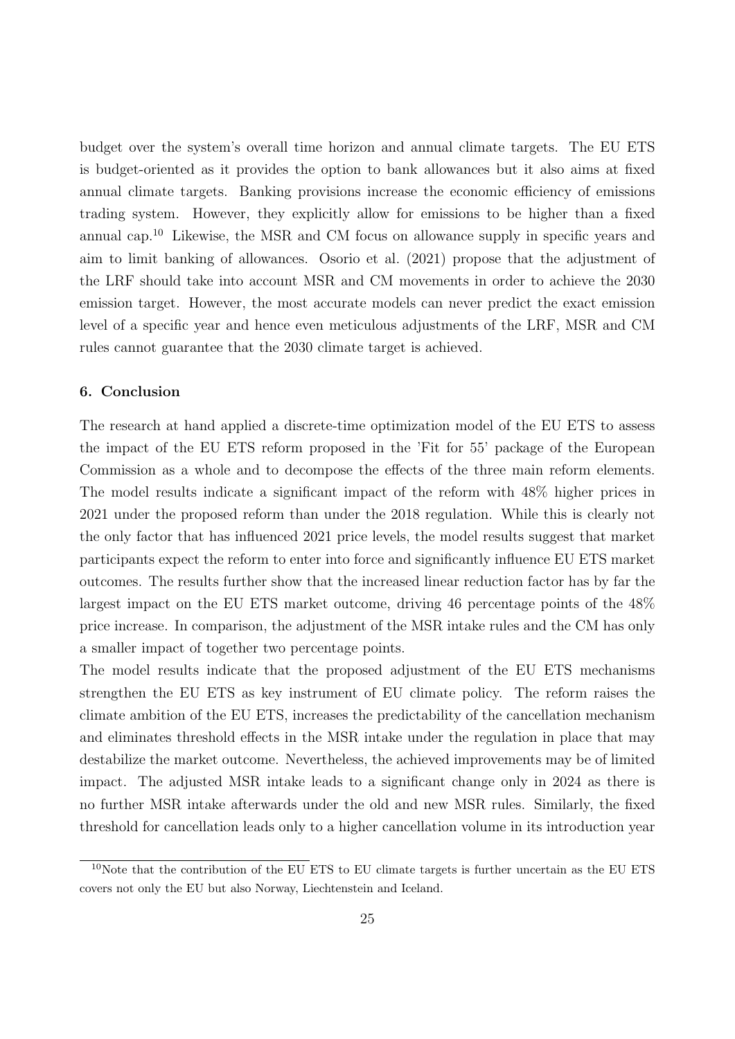budget over the system's overall time horizon and annual climate targets. The EU ETS is budget-oriented as it provides the option to bank allowances but it also aims at fixed annual climate targets. Banking provisions increase the economic efficiency of emissions trading system. However, they explicitly allow for emissions to be higher than a fixed annual cap.[10] Likewise, the MSR and CM focus on allowance supply in specific years and aim to limit banking of allowances. Osorio et al. (2021) propose that the adjustment of the LRF should take into account MSR and CM movements in order to achieve the 2030 emission target. However, the most accurate models can never predict the exact emission level of a specific year and hence even meticulous adjustments of the LRF, MSR and CM rules cannot guarantee that the 2030 climate target is achieved.

## 6. Conclusion

The research at hand applied a discrete-time optimization model of the EU ETS to assess the impact of the EU ETS reform proposed in the 'Fit for 55' package of the European Commission as a whole and to decompose the effects of the three main reform elements. The model results indicate a significant impact of the reform with 48% higher prices in 2021 under the proposed reform than under the 2018 regulation. While this is clearly not the only factor that has influenced 2021 price levels, the model results suggest that market participants expect the reform to enter into force and significantly influence EU ETS market outcomes. The results further show that the increased linear reduction factor has by far the largest impact on the EU ETS market outcome, driving 46 percentage points of the 48% price increase. In comparison, the adjustment of the MSR intake rules and the CM has only a smaller impact of together two percentage points.

The model results indicate that the proposed adjustment of the EU ETS mechanisms strengthen the EU ETS as key instrument of EU climate policy. The reform raises the climate ambition of the EU ETS, increases the predictability of the cancellation mechanism and eliminates threshold effects in the MSR intake under the regulation in place that may destabilize the market outcome. Nevertheless, the achieved improvements may be of limited impact. The adjusted MSR intake leads to a significant change only in 2024 as there is no further MSR intake afterwards under the old and new MSR rules. Similarly, the fixed threshold for cancellation leads only to a higher cancellation volume in its introduction year

[10] Note that the contribution of the EU ETS to EU climate targets is further uncertain as the EU ETS covers not only the EU but also Norway, Liechtenstein and Iceland.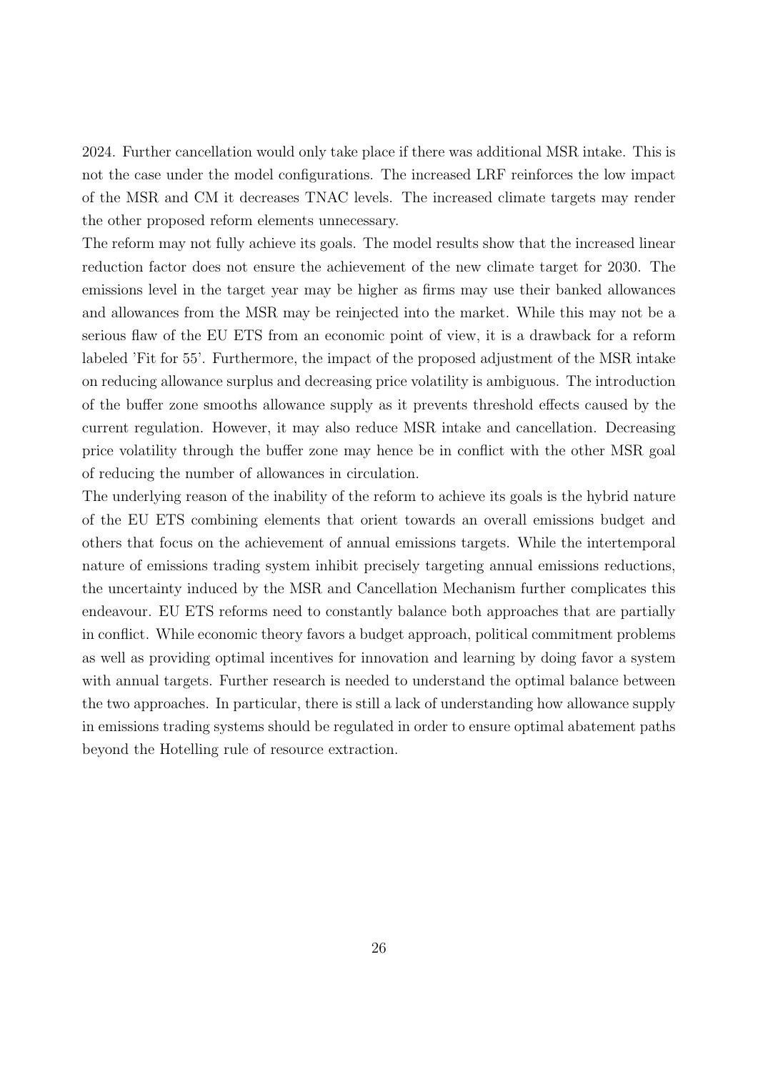2024. Further cancellation would only take place if there was additional MSR intake. This is not the case under the model configurations. The increased LRF reinforces the low impact of the MSR and CM it decreases TNAC levels. The increased climate targets may render the other proposed reform elements unnecessary.

The reform may not fully achieve its goals. The model results show that the increased linear reduction factor does not ensure the achievement of the new climate target for 2030. The emissions level in the target year may be higher as firms may use their banked allowances and allowances from the MSR may be reinjected into the market. While this may not be a serious flaw of the EU ETS from an economic point of view, it is a drawback for a reform labeled 'Fit for 55'. Furthermore, the impact of the proposed adjustment of the MSR intake on reducing allowance surplus and decreasing price volatility is ambiguous. The introduction of the buffer zone smooths allowance supply as it prevents threshold effects caused by the current regulation. However, it may also reduce MSR intake and cancellation. Decreasing price volatility through the buffer zone may hence be in conflict with the other MSR goal of reducing the number of allowances in circulation.

The underlying reason of the inability of the reform to achieve its goals is the hybrid nature of the EU ETS combining elements that orient towards an overall emissions budget and others that focus on the achievement of annual emissions targets. While the intertemporal nature of emissions trading system inhibit precisely targeting annual emissions reductions, the uncertainty induced by the MSR and Cancellation Mechanism further complicates this endeavour. EU ETS reforms need to constantly balance both approaches that are partially in conflict. While economic theory favors a budget approach, political commitment problems as well as providing optimal incentives for innovation and learning by doing favor a system with annual targets. Further research is needed to understand the optimal balance between the two approaches. In particular, there is still a lack of understanding how allowance supply in emissions trading systems should be regulated in order to ensure optimal abatement paths beyond the Hotelling rule of resource extraction.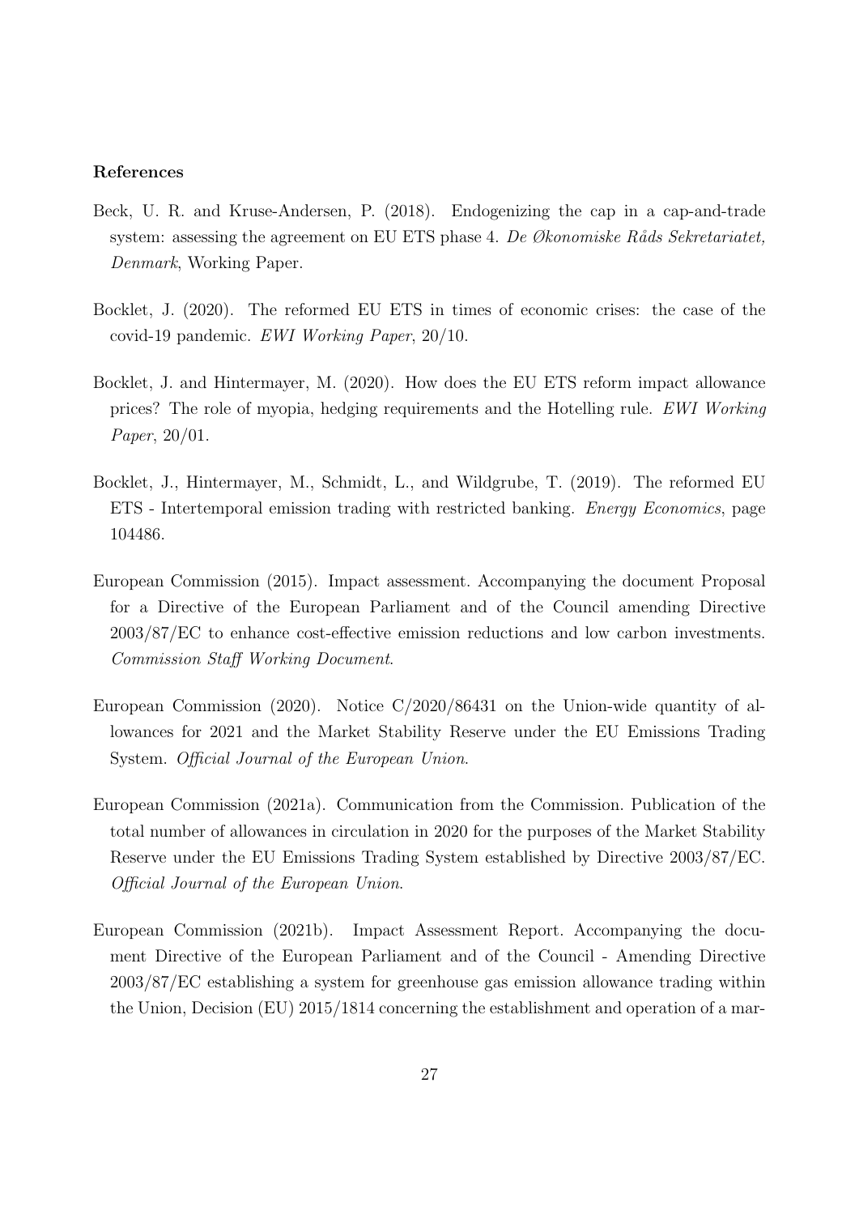### References

Beck, U. R. and Kruse-Andersen, P. (2018). Endogenizing the cap in a cap-and-trade system: assessing the agreement on EU ETS phase 4. *De Økonomiske Råds Sekretariatet, Denmark*, Working Paper.

Bocklet, J. (2020). The reformed EU ETS in times of economic crises: the case of the covid-19 pandemic. *EWI Working Paper*, 20/10.

Bocklet, J. and Hintermayer, M. (2020). How does the EU ETS reform impact allowance prices? The role of myopia, hedging requirements and the Hotelling rule. *EWI Working Paper*, 20/01.

Bocklet, J., Hintermayer, M., Schmidt, L., and Wildgrube, T. (2019). The reformed EU ETS - Intertemporal emission trading with restricted banking. *Energy Economics*, page 104486.

European Commission (2015). Impact assessment. Accompanying the document Proposal for a Directive of the European Parliament and of the Council amending Directive 2003/87/EC to enhance cost-effective emission reductions and low carbon investments. *Commission Staff Working Document*.

European Commission (2020). Notice C/2020/86431 on the Union-wide quantity of allowances for 2021 and the Market Stability Reserve under the EU Emissions Trading System. *Official Journal of the European Union*.

European Commission (2021a). Communication from the Commission. Publication of the total number of allowances in circulation in 2020 for the purposes of the Market Stability Reserve under the EU Emissions Trading System established by Directive 2003/87/EC. *Official Journal of the European Union*.

European Commission (2021b). Impact Assessment Report. Accompanying the document Directive of the European Parliament and of the Council - Amending Directive 2003/87/EC establishing a system for greenhouse gas emission allowance trading within the Union, Decision (EU) 2015/1814 concerning the establishment and operation of a mar-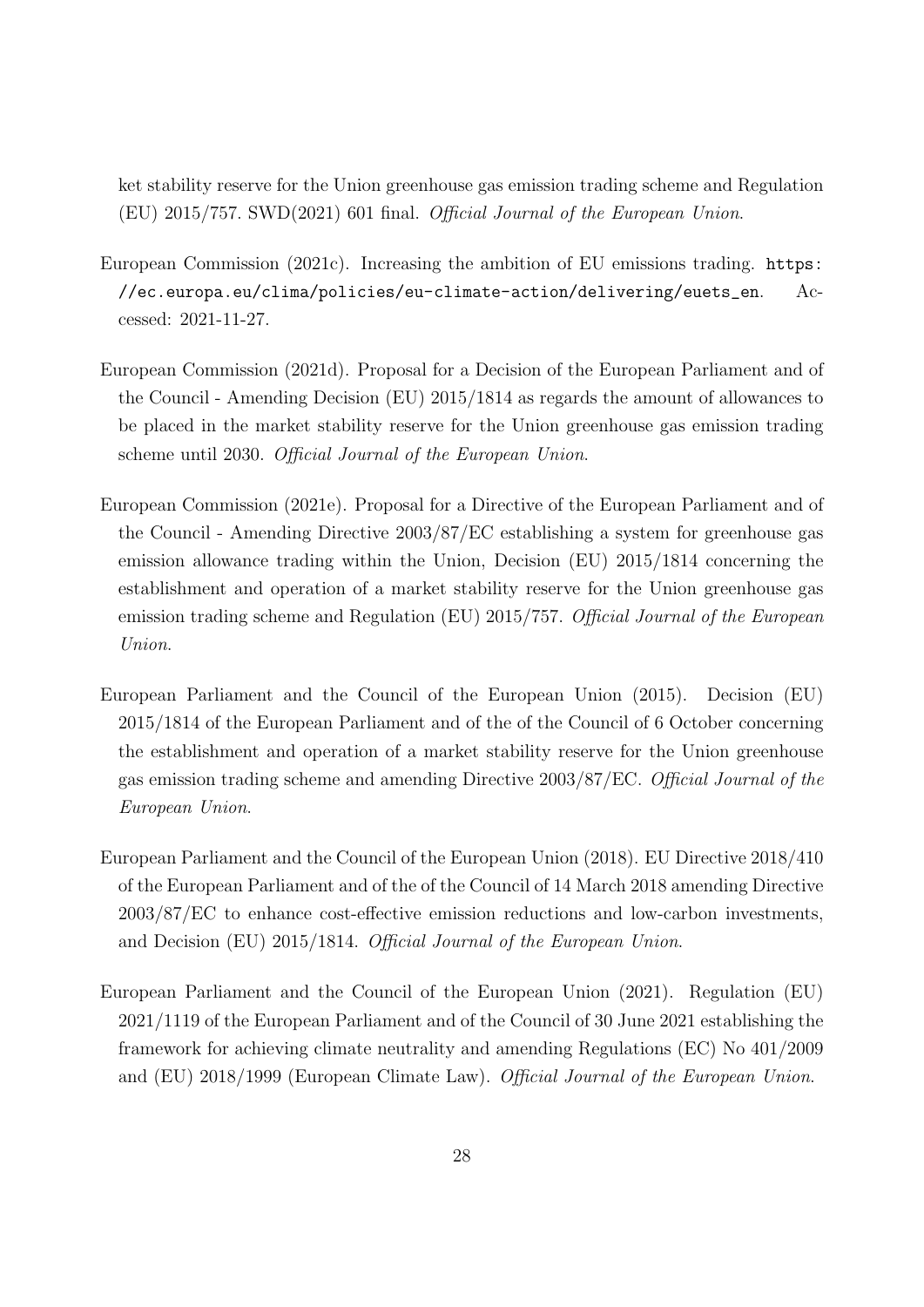ket stability reserve for the Union greenhouse gas emission trading scheme and Regulation (EU) 2015/757. SWD(2021) 601 final. *Official Journal of the European Union*.

European Commission (2021c). Increasing the ambition of EU emissions trading. `https://ec.europa.eu/clima/policies/eu-climate-action/delivering/euets_en`. Accessed: 2021-11-27.

European Commission (2021d). Proposal for a Decision of the European Parliament and of the Council - Amending Decision (EU) 2015/1814 as regards the amount of allowances to be placed in the market stability reserve for the Union greenhouse gas emission trading scheme until 2030. *Official Journal of the European Union*.

European Commission (2021e). Proposal for a Directive of the European Parliament and of the Council - Amending Directive 2003/87/EC establishing a system for greenhouse gas emission allowance trading within the Union, Decision (EU) 2015/1814 concerning the establishment and operation of a market stability reserve for the Union greenhouse gas emission trading scheme and Regulation (EU) 2015/757. *Official Journal of the European Union*.

European Parliament and the Council of the European Union (2015). Decision (EU) 2015/1814 of the European Parliament and of the of the Council of 6 October concerning the establishment and operation of a market stability reserve for the Union greenhouse gas emission trading scheme and amending Directive 2003/87/EC. *Official Journal of the European Union*.

European Parliament and the Council of the European Union (2018). EU Directive 2018/410 of the European Parliament and of the of the Council of 14 March 2018 amending Directive 2003/87/EC to enhance cost-effective emission reductions and low-carbon investments, and Decision (EU) 2015/1814. *Official Journal of the European Union*.

European Parliament and the Council of the European Union (2021). Regulation (EU) 2021/1119 of the European Parliament and of the Council of 30 June 2021 establishing the framework for achieving climate neutrality and amending Regulations (EC) No 401/2009 and (EU) 2018/1999 (European Climate Law). *Official Journal of the European Union*.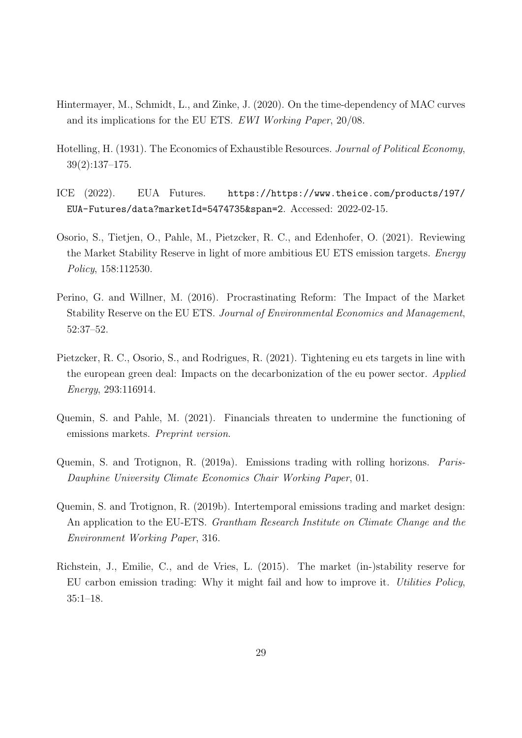Hintermayer, M., Schmidt, L., and Zinke, J. (2020). On the time-dependency of MAC curves and its implications for the EU ETS. *EWI Working Paper*, 20/08.

Hotelling, H. (1931). The Economics of Exhaustible Resources. *Journal of Political Economy*, 39(2):137–175.

ICE (2022). EUA Futures. `https://https://www.theice.com/products/197/EUA-Futures/data?marketId=5474735&span=2`. Accessed: 2022-02-15.

Osorio, S., Tietjen, O., Pahle, M., Pietzcker, R. C., and Edenhofer, O. (2021). Reviewing the Market Stability Reserve in light of more ambitious EU ETS emission targets. *Energy Policy*, 158:112530.

Perino, G. and Willner, M. (2016). Procrastinating Reform: The Impact of the Market Stability Reserve on the EU ETS. *Journal of Environmental Economics and Management*, 52:37–52.

Pietzcker, R. C., Osorio, S., and Rodrigues, R. (2021). Tightening eu ets targets in line with the european green deal: Impacts on the decarbonization of the eu power sector. *Applied Energy*, 293:116914.

Quemin, S. and Pahle, M. (2021). Financials threaten to undermine the functioning of emissions markets. *Preprint version*.

Quemin, S. and Trotignon, R. (2019a). Emissions trading with rolling horizons. *Paris-Dauphine University Climate Economics Chair Working Paper*, 01.

Quemin, S. and Trotignon, R. (2019b). Intertemporal emissions trading and market design: An application to the EU-ETS. *Grantham Research Institute on Climate Change and the Environment Working Paper*, 316.

Richstein, J., Emilie, C., and de Vries, L. (2015). The market (in-)stability reserve for EU carbon emission trading: Why it might fail and how to improve it. *Utilities Policy*, 35:1–18.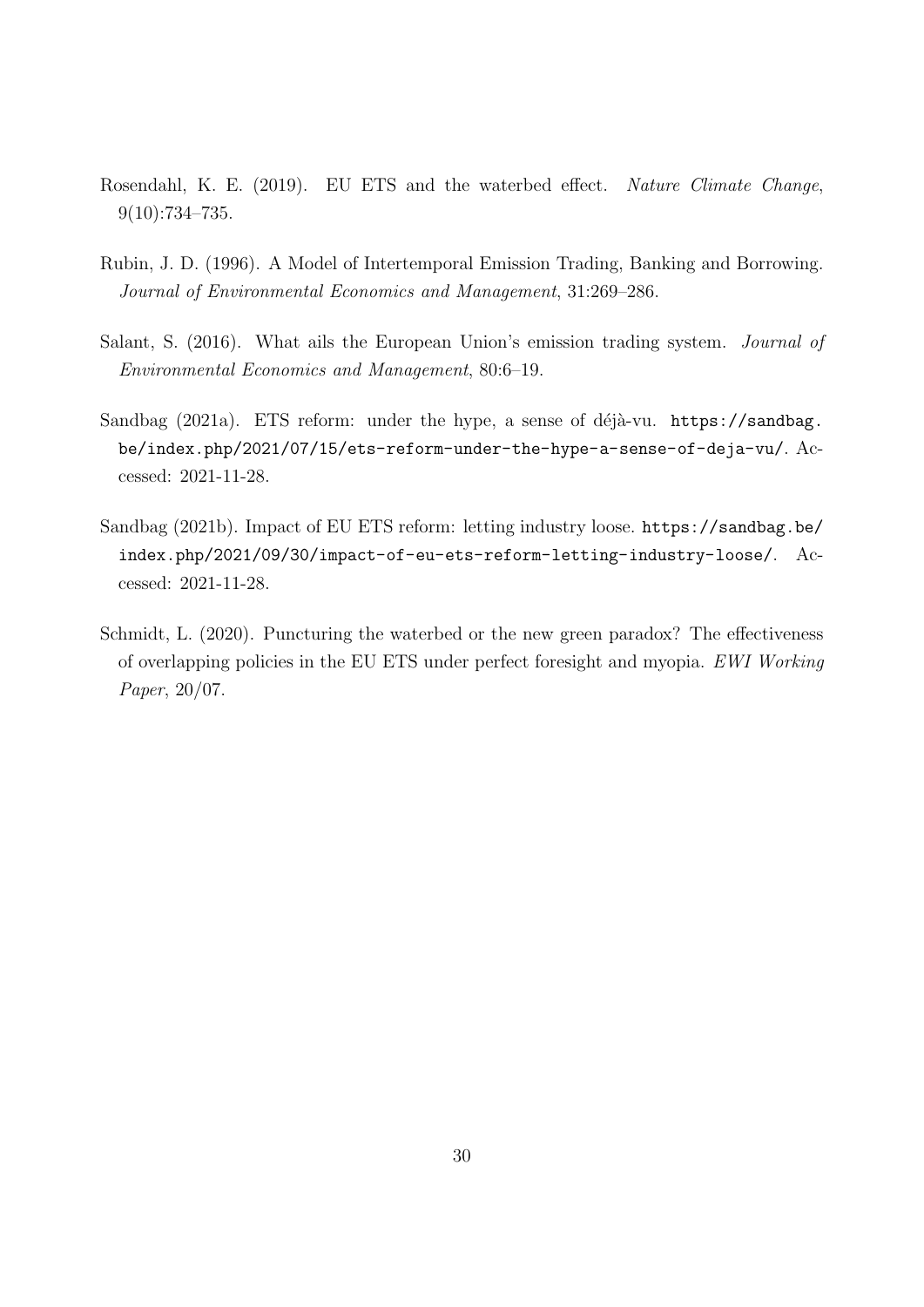Rosendahl, K. E. (2019). EU ETS and the waterbed effect. *Nature Climate Change*, 9(10):734–735.

Rubin, J. D. (1996). A Model of Intertemporal Emission Trading, Banking and Borrowing. *Journal of Environmental Economics and Management*, 31:269–286.

Salant, S. (2016). What ails the European Union's emission trading system. *Journal of Environmental Economics and Management*, 80:6–19.

Sandbag (2021a). ETS reform: under the hype, a sense of déjà-vu. `https://sandbag.be/index.php/2021/07/15/ets-reform-under-the-hype-a-sense-of-deja-vu/`. Accessed: 2021-11-28.

Sandbag (2021b). Impact of EU ETS reform: letting industry loose. `https://sandbag.be/index.php/2021/09/30/impact-of-eu-ets-reform-letting-industry-loose/`. Accessed: 2021-11-28.

Schmidt, L. (2020). Puncturing the waterbed or the new green paradox? The effectiveness of overlapping policies in the EU ETS under perfect foresight and myopia. *EWI Working Paper*, 20/07.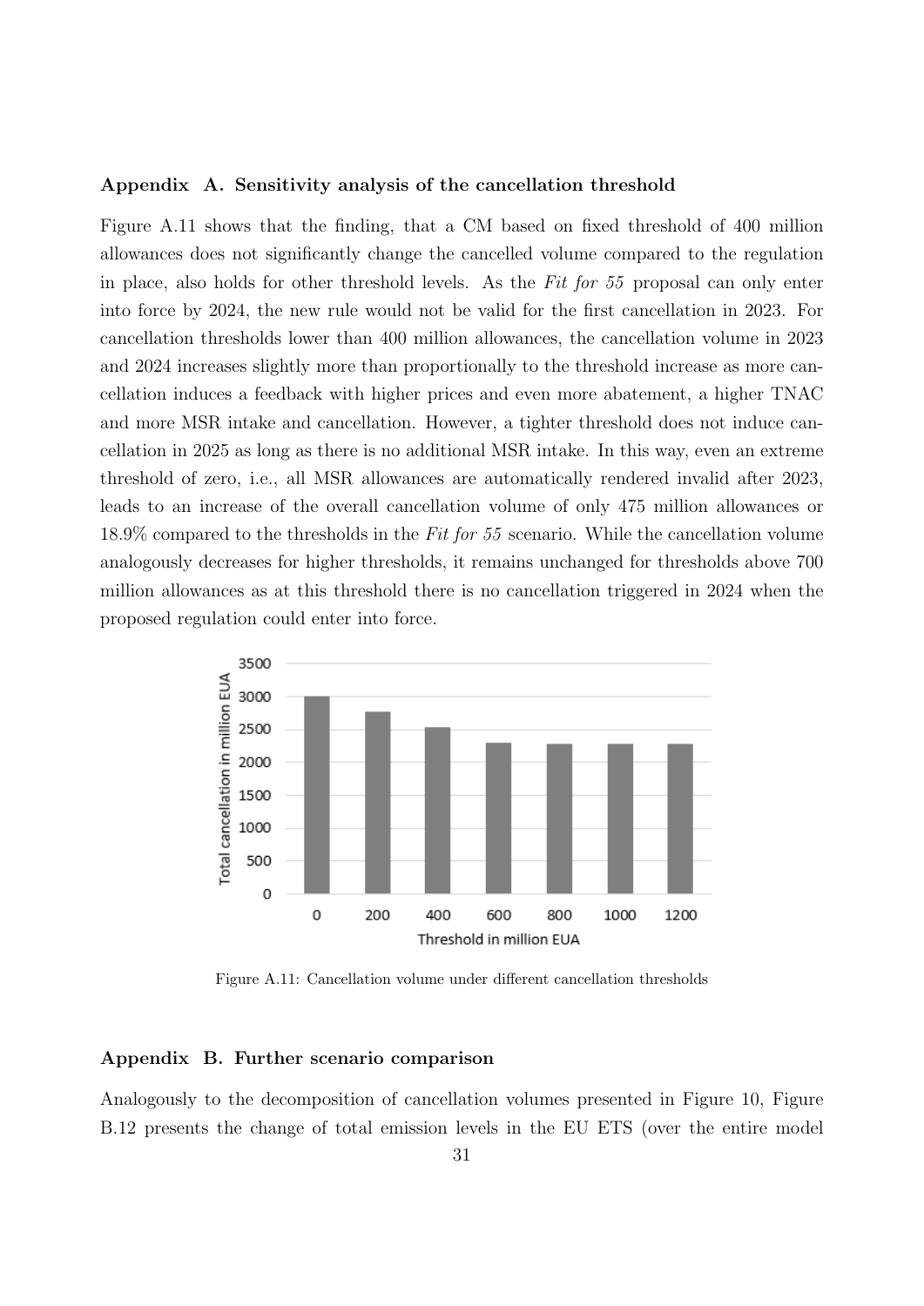## Appendix A. Sensitivity analysis of the cancellation threshold

Figure A.11 shows that the finding, that a CM based on fixed threshold of 400 million allowances does not significantly change the cancelled volume compared to the regulation in place, also holds for other threshold levels. As the *Fit for 55* proposal can only enter into force by 2024, the new rule would not be valid for the first cancellation in 2023. For cancellation thresholds lower than 400 million allowances, the cancellation volume in 2023 and 2024 increases slightly more than proportionally to the threshold increase as more cancellation induces a feedback with higher prices and even more abatement, a higher TNAC and more MSR intake and cancellation. However, a tighter threshold does not induce cancellation in 2025 as long as there is no additional MSR intake. In this way, even an extreme threshold of zero, i.e., all MSR allowances are automatically rendered invalid after 2023, leads to an increase of the overall cancellation volume of only 475 million allowances or 18.9% compared to the thresholds in the *Fit for 55* scenario. While the cancellation volume analogously decreases for higher thresholds, it remains unchanged for thresholds above 700 million allowances as at this threshold there is no cancellation triggered in 2024 when the proposed regulation could enter into force.

Figure A.11: Cancellation volume under different cancellation thresholds

## Appendix B. Further scenario comparison

Analogously to the decomposition of cancellation volumes presented in Figure 10, Figure B.12 presents the change of total emission levels in the EU ETS (over the entire model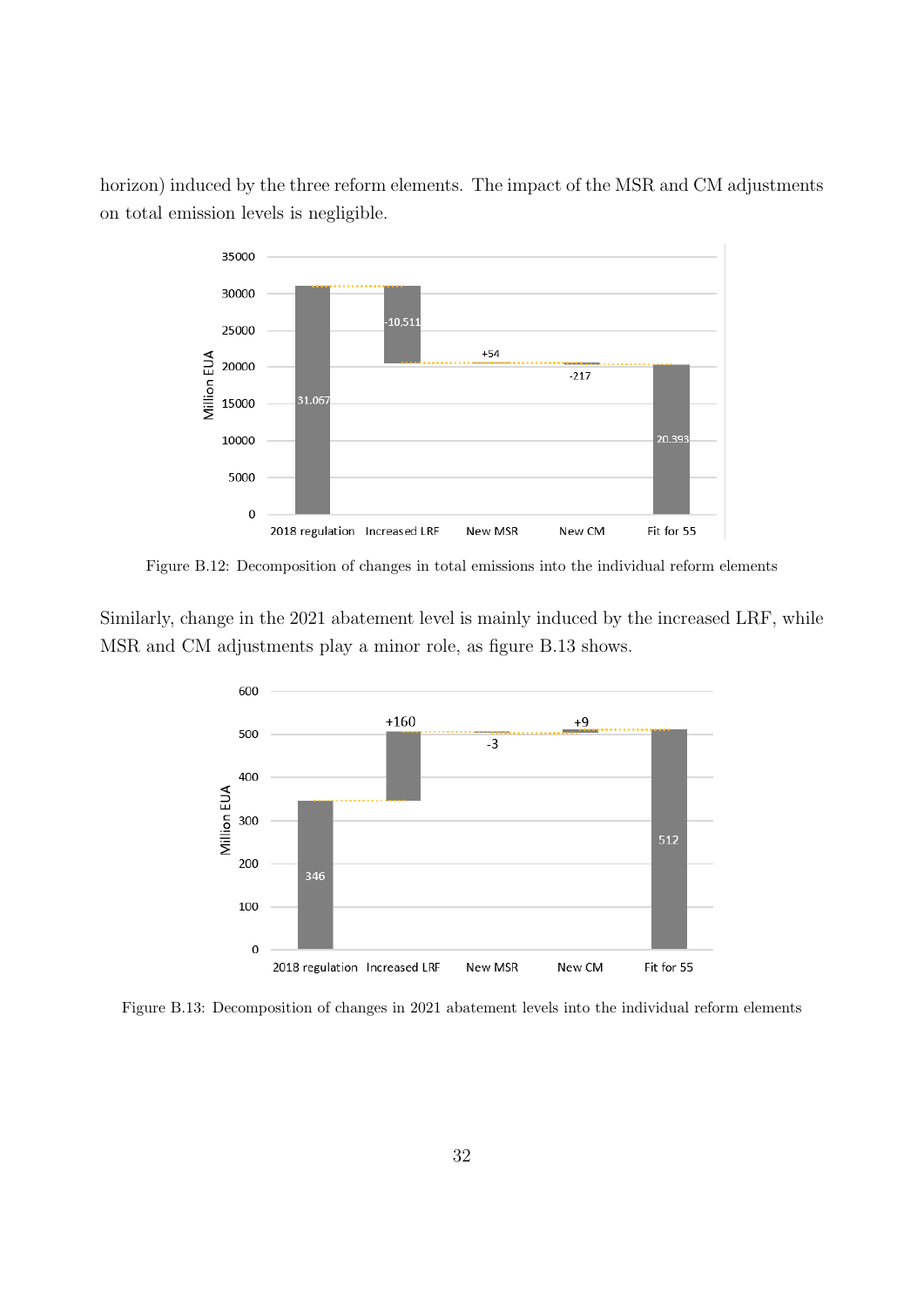horizon) induced by the three reform elements. The impact of the MSR and CM adjustments on total emission levels is negligible.

35000
30000
25000
20000
15000
10000
5000
0
Million EUA
31.067
-10,511
+54
-217
20.393
2018 regulation
Increased LRF
New MSR
New CM
Fit for 55

Figure B.12: Decomposition of changes in total emissions into the individual reform elements

Similarly, change in the 2021 abatement level is mainly induced by the increased LRF, while MSR and CM adjustments play a minor role, as figure B.13 shows.

600
500
400
300
200
100
0
Million EUA
346
+160
-3
+9
512
2018 regulation
Increased LRF
New MSR
New CM
Fit for 55

Figure B.13: Decomposition of changes in 2021 abatement levels into the individual reform elements